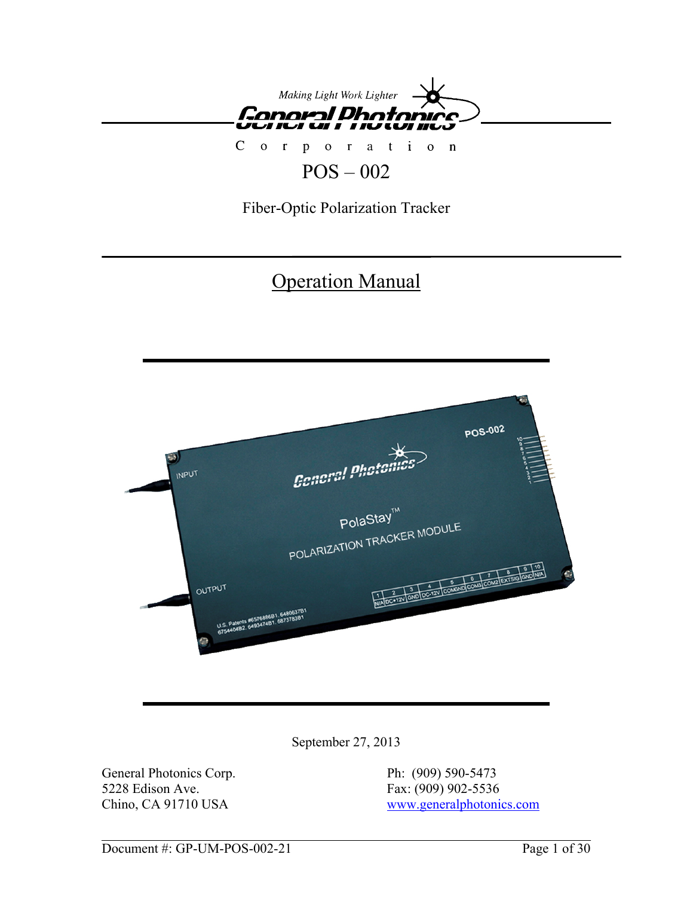Making Light Work Lighter

General Photonics

Corporation

# POS – 002

Fiber-Optic Polarization Tracker

## Operation Manual

September 27, 2013

General Photonics Corp.
5228 Edison Ave.
Chino, CA 91710 USA

Ph: (909) 590-5473
Fax: (909) 902-5536
www.generalphotonics.com

Document #: GP-UM-POS-002-21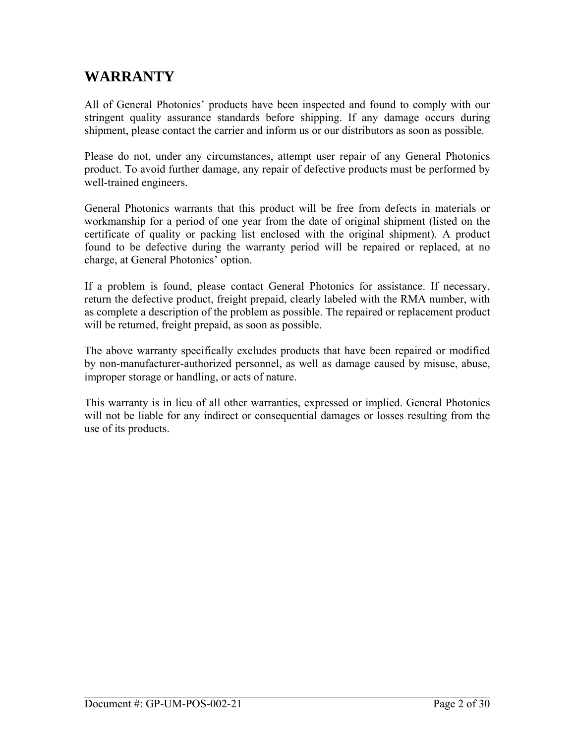# WARRANTY

All of General Photonics' products have been inspected and found to comply with our stringent quality assurance standards before shipping. If any damage occurs during shipment, please contact the carrier and inform us or our distributors as soon as possible.

Please do not, under any circumstances, attempt user repair of any General Photonics product. To avoid further damage, any repair of defective products must be performed by well-trained engineers.

General Photonics warrants that this product will be free from defects in materials or workmanship for a period of one year from the date of original shipment (listed on the certificate of quality or packing list enclosed with the original shipment). A product found to be defective during the warranty period will be repaired or replaced, at no charge, at General Photonics' option.

If a problem is found, please contact General Photonics for assistance. If necessary, return the defective product, freight prepaid, clearly labeled with the RMA number, with as complete a description of the problem as possible. The repaired or replacement product will be returned, freight prepaid, as soon as possible.

The above warranty specifically excludes products that have been repaired or modified by non-manufacturer-authorized personnel, as well as damage caused by misuse, abuse, improper storage or handling, or acts of nature.

This warranty is in lieu of all other warranties, expressed or implied. General Photonics will not be liable for any indirect or consequential damages or losses resulting from the use of its products.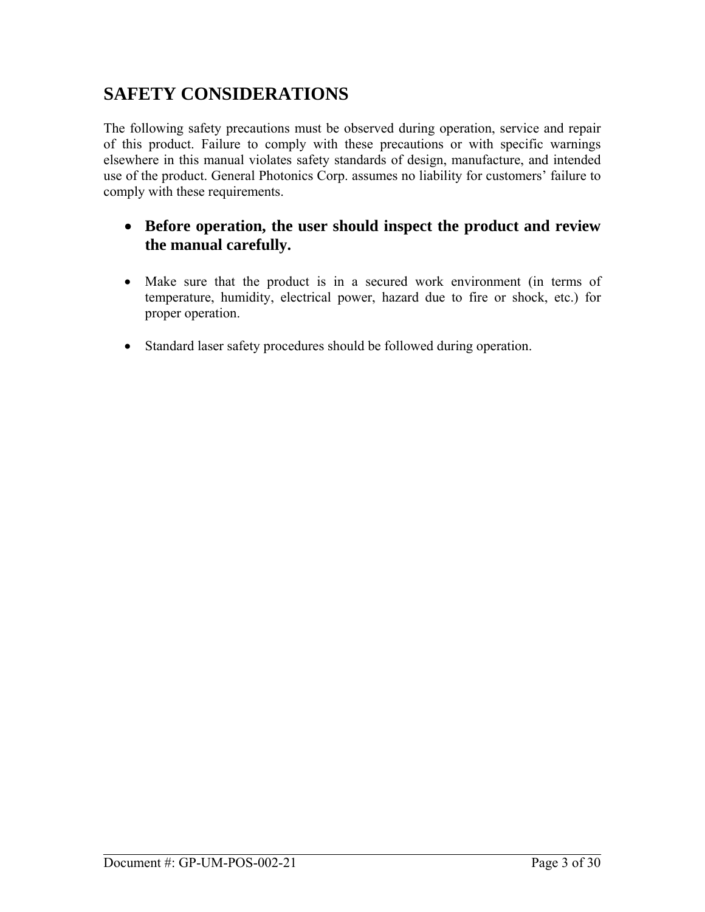# SAFETY CONSIDERATIONS

The following safety precautions must be observed during operation, service and repair of this product. Failure to comply with these precautions or with specific warnings elsewhere in this manual violates safety standards of design, manufacture, and intended use of the product. General Photonics Corp. assumes no liability for customers' failure to comply with these requirements.

- **Before operation, the user should inspect the product and review the manual carefully.**

- Make sure that the product is in a secured work environment (in terms of temperature, humidity, electrical power, hazard due to fire or shock, etc.) for proper operation.

- Standard laser safety procedures should be followed during operation.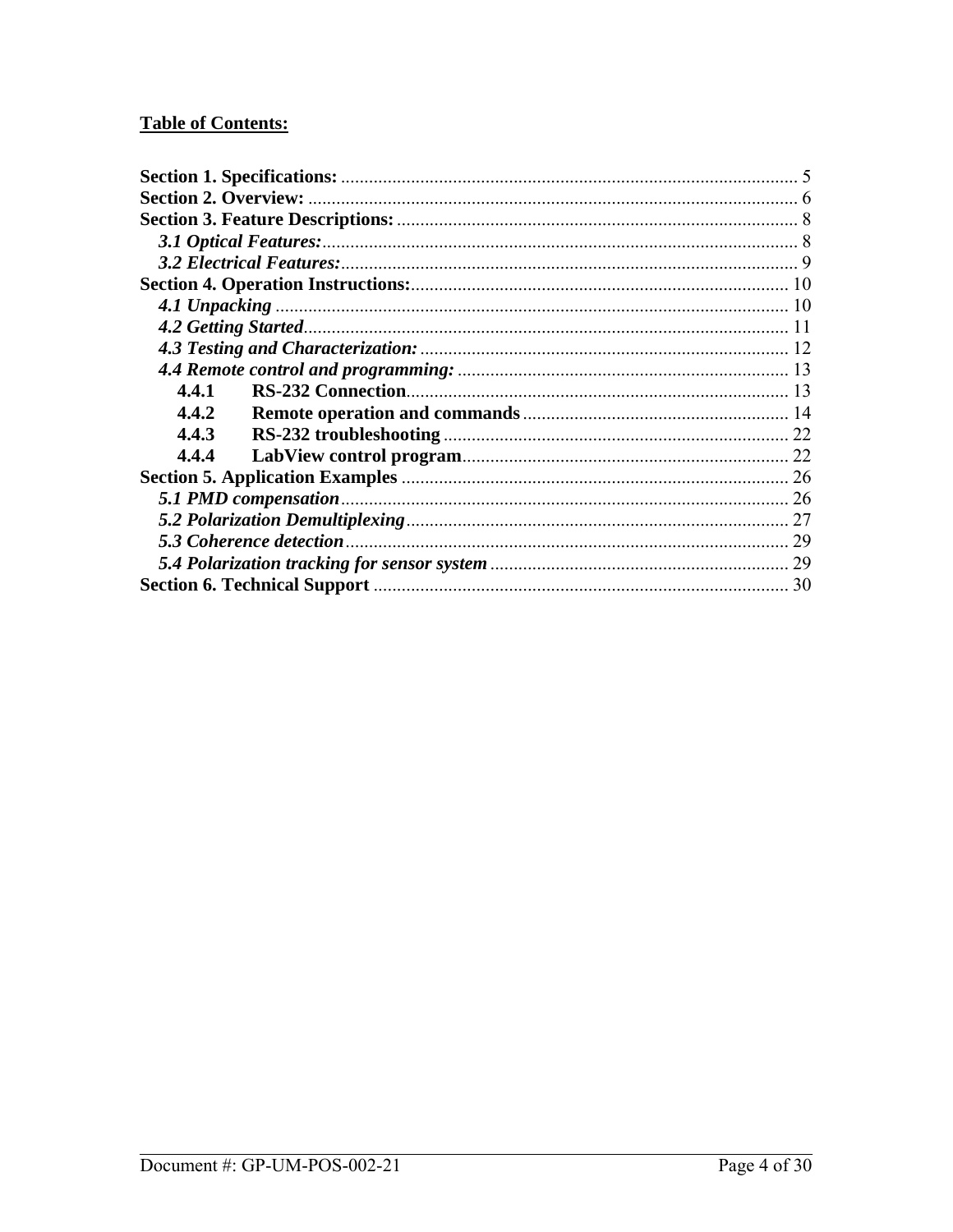**<u>Table of Contents:</u>**

**Section 1. Specifications:** .................................................................................................. 5
**Section 2. Overview:** ......................................................................................................... 6
**Section 3. Feature Descriptions:** ..................................................................................... 8
   ***3.1 Optical Features:***..................................................................................................... 8
   ***3.2 Electrical Features:***................................................................................................. 9
**Section 4. Operation Instructions:**................................................................................ 10
   ***4.1 Unpacking*** .............................................................................................................. 10
   ***4.2 Getting Started***........................................................................................................ 11
   ***4.3 Testing and Characterization:*** .............................................................................. 12
   ***4.4 Remote control and programming:*** ...................................................................... 13
      **4.4.1  RS-232 Connection**.................................................................................. 13
      **4.4.2  Remote operation and commands**......................................................... 14
      **4.4.3  RS-232 troubleshooting** .......................................................................... 22
      **4.4.4  LabView control program**...................................................................... 22
**Section 5. Application Examples** ................................................................................... 26
   ***5.1 PMD compensation***................................................................................................ 26
   ***5.2 Polarization Demultiplexing***.................................................................................. 27
   ***5.3 Coherence detection***.............................................................................................. 29
   ***5.4 Polarization tracking for sensor system*** ................................................................ 29
**Section 6. Technical Support** ......................................................................................... 30

Document #: GP-UM-POS-002-21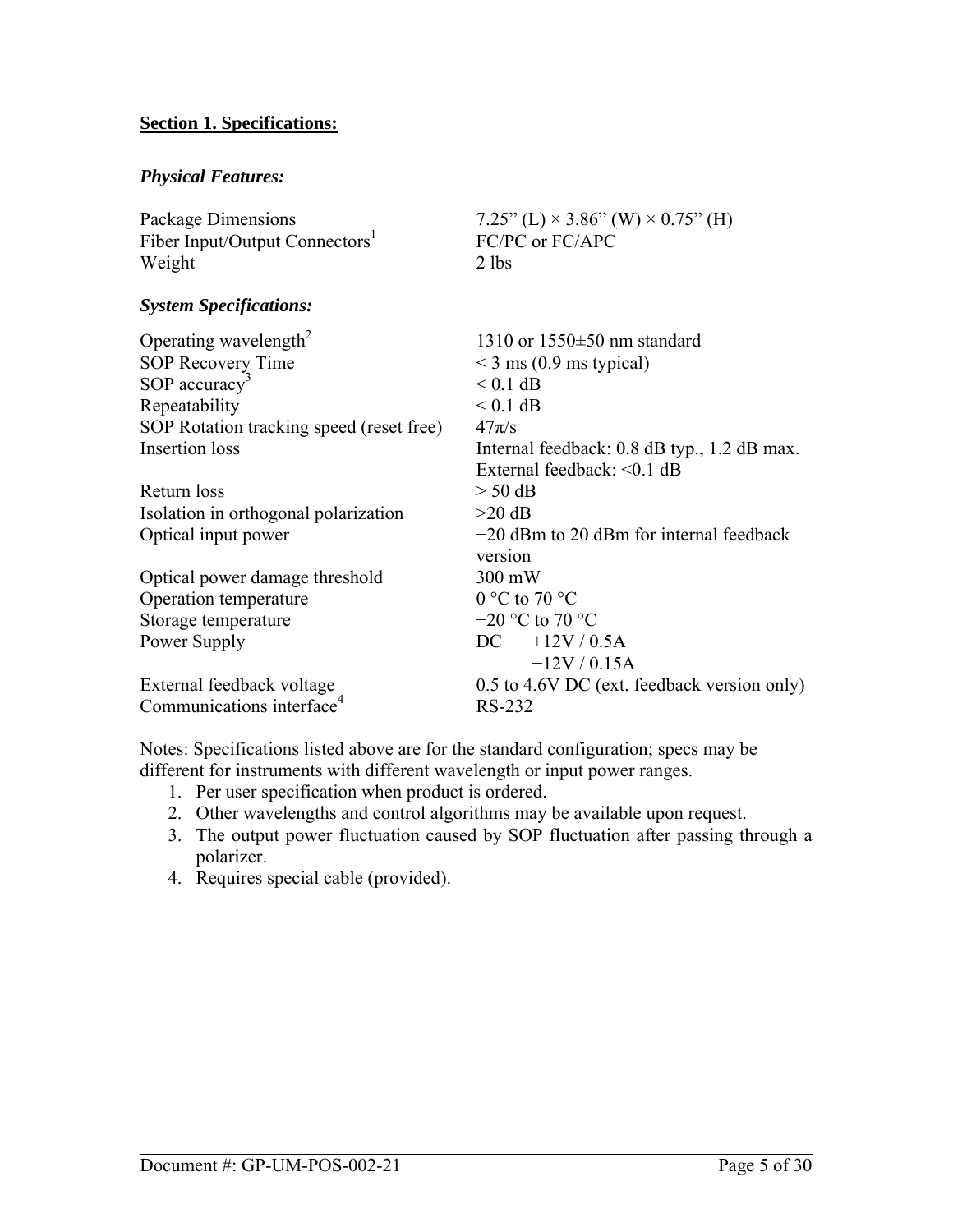## Section 1. Specifications:

### *Physical Features:*

| | |
|---|---|
| Package Dimensions | 7.25” (L) × 3.86” (W) × 0.75” (H) |
| Fiber Input/Output Connectors[1] | FC/PC or FC/APC |
| Weight | 2 lbs |

### *System Specifications:*

| | |
|---|---|
| Operating wavelength[2] | 1310 or 1550±50 nm standard |
| SOP Recovery Time | < 3 ms (0.9 ms typical) |
| SOP accuracy[3] | < 0.1 dB |
| Repeatability | < 0.1 dB |
| SOP Rotation tracking speed (reset free) | $47\pi$/s |
| Insertion loss | Internal feedback: 0.8 dB typ., 1.2 dB max.<br>External feedback: <0.1 dB |
| Return loss | > 50 dB |
| Isolation in orthogonal polarization | >20 dB |
| Optical input power | −20 dBm to 20 dBm for internal feedback version |
| Optical power damage threshold | 300 mW |
| Operation temperature | 0 °C to 70 °C |
| Storage temperature | −20 °C to 70 °C |
| Power Supply | DC +12V / 0.5A<br>−12V / 0.15A |
| External feedback voltage | 0.5 to 4.6V DC (ext. feedback version only) |
| Communications interface[4] | RS-232 |

Notes: Specifications listed above are for the standard configuration; specs may be different for instruments with different wavelength or input power ranges.

1. Per user specification when product is ordered.
2. Other wavelengths and control algorithms may be available upon request.
3. The output power fluctuation caused by SOP fluctuation after passing through a polarizer.
4. Requires special cable (provided).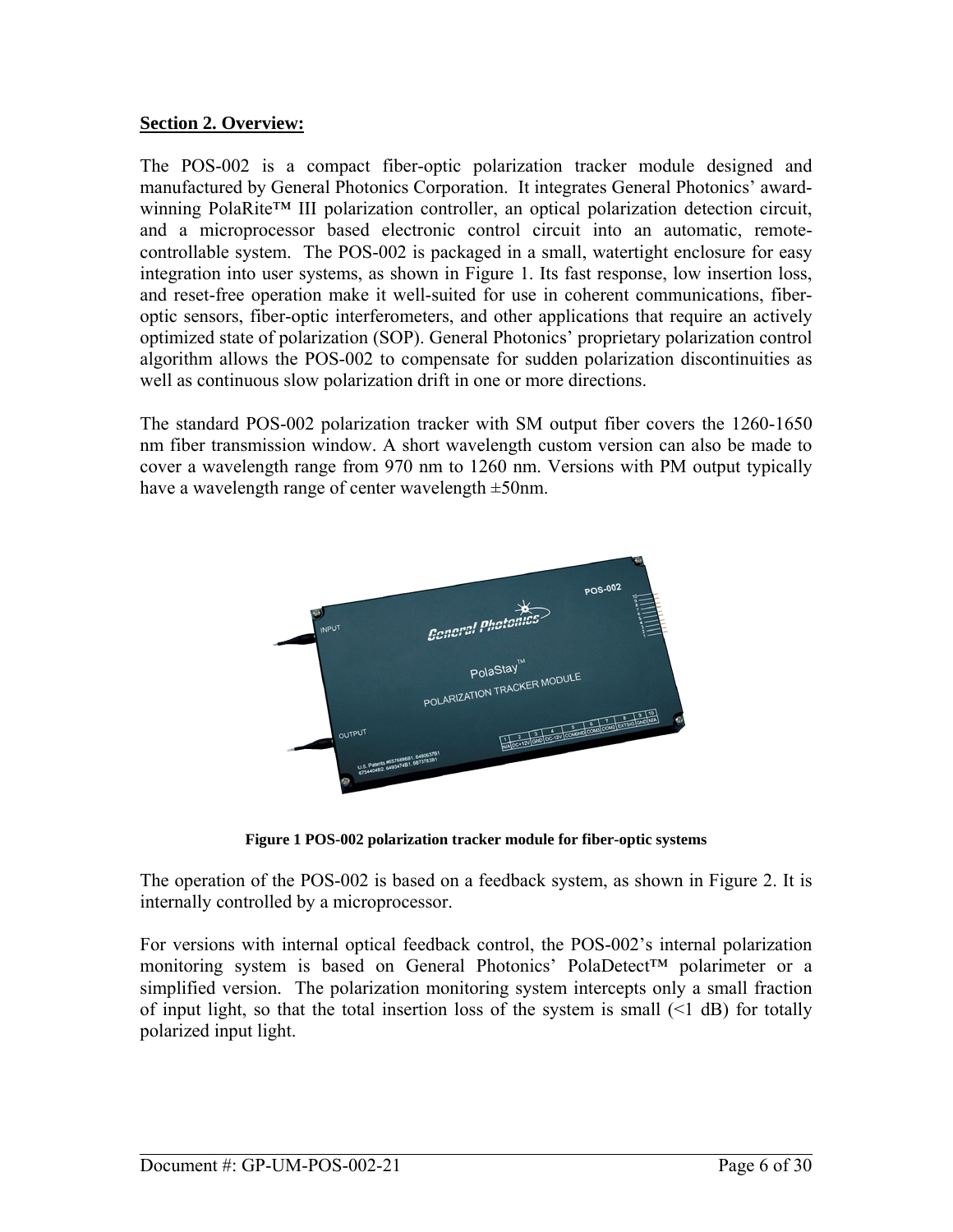## Section 2. Overview:

The POS-002 is a compact fiber-optic polarization tracker module designed and manufactured by General Photonics Corporation. It integrates General Photonics' award-winning PolaRite™ III polarization controller, an optical polarization detection circuit, and a microprocessor based electronic control circuit into an automatic, remote-controllable system. The POS-002 is packaged in a small, watertight enclosure for easy integration into user systems, as shown in Figure 1. Its fast response, low insertion loss, and reset-free operation make it well-suited for use in coherent communications, fiber-optic sensors, fiber-optic interferometers, and other applications that require an actively optimized state of polarization (SOP). General Photonics' proprietary polarization control algorithm allows the POS-002 to compensate for sudden polarization discontinuities as well as continuous slow polarization drift in one or more directions.

The standard POS-002 polarization tracker with SM output fiber covers the 1260-1650 nm fiber transmission window. A short wavelength custom version can also be made to cover a wavelength range from 970 nm to 1260 nm. Versions with PM output typically have a wavelength range of center wavelength ±50nm.

**Figure 1 POS-002 polarization tracker module for fiber-optic systems**

The operation of the POS-002 is based on a feedback system, as shown in Figure 2. It is internally controlled by a microprocessor.

For versions with internal optical feedback control, the POS-002's internal polarization monitoring system is based on General Photonics' PolaDetect™ polarimeter or a simplified version. The polarization monitoring system intercepts only a small fraction of input light, so that the total insertion loss of the system is small (<1 dB) for totally polarized input light.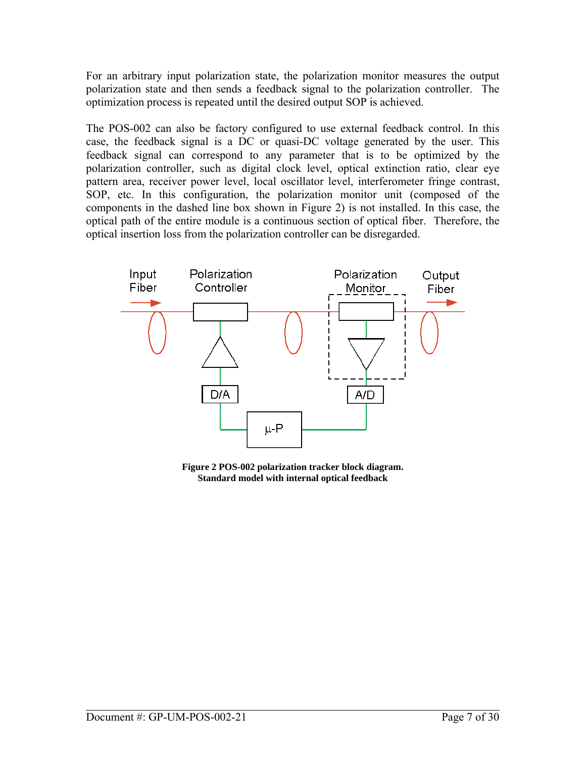For an arbitrary input polarization state, the polarization monitor measures the output polarization state and then sends a feedback signal to the polarization controller. The optimization process is repeated until the desired output SOP is achieved.

The POS-002 can also be factory configured to use external feedback control. In this case, the feedback signal is a DC or quasi-DC voltage generated by the user. This feedback signal can correspond to any parameter that is to be optimized by the polarization controller, such as digital clock level, optical extinction ratio, clear eye pattern area, receiver power level, local oscillator level, interferometer fringe contrast, SOP, etc. In this configuration, the polarization monitor unit (composed of the components in the dashed line box shown in Figure 2) is not installed. In this case, the optical path of the entire module is a continuous section of optical fiber. Therefore, the optical insertion loss from the polarization controller can be disregarded.

**Figure 2 POS-002 polarization tracker block diagram. Standard model with internal optical feedback**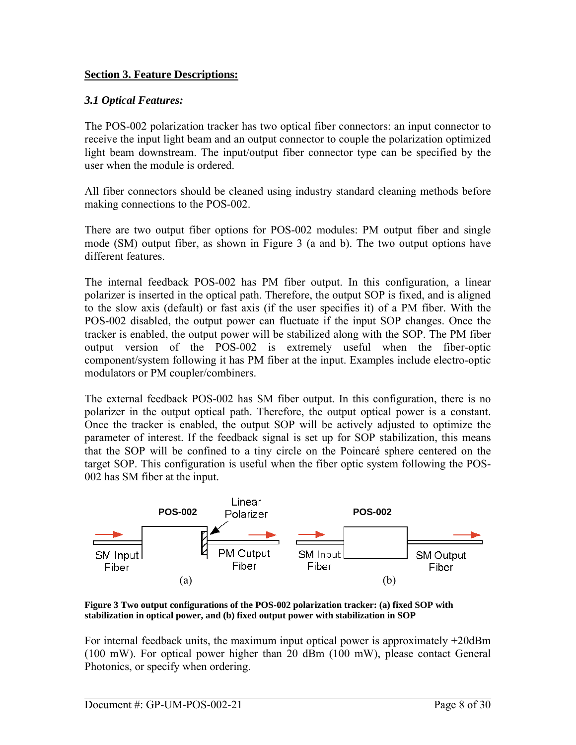## Section 3. Feature Descriptions:

### *3.1 Optical Features:*

The POS-002 polarization tracker has two optical fiber connectors: an input connector to receive the input light beam and an output connector to couple the polarization optimized light beam downstream. The input/output fiber connector type can be specified by the user when the module is ordered.

All fiber connectors should be cleaned using industry standard cleaning methods before making connections to the POS-002.

There are two output fiber options for POS-002 modules: PM output fiber and single mode (SM) output fiber, as shown in Figure 3 (a and b). The two output options have different features.

The internal feedback POS-002 has PM fiber output. In this configuration, a linear polarizer is inserted in the optical path. Therefore, the output SOP is fixed, and is aligned to the slow axis (default) or fast axis (if the user specifies it) of a PM fiber. With the POS-002 disabled, the output power can fluctuate if the input SOP changes. Once the tracker is enabled, the output power will be stabilized along with the SOP. The PM fiber output version of the POS-002 is extremely useful when the fiber-optic component/system following it has PM fiber at the input. Examples include electro-optic modulators or PM coupler/combiners.

The external feedback POS-002 has SM fiber output. In this configuration, there is no polarizer in the output optical path. Therefore, the output optical power is a constant. Once the tracker is enabled, the output SOP will be actively adjusted to optimize the parameter of interest. If the feedback signal is set up for SOP stabilization, this means that the SOP will be confined to a tiny circle on the Poincaré sphere centered on the target SOP. This configuration is useful when the fiber optic system following the POS-002 has SM fiber at the input.

POS-002 | Linear Polarizer | SM Input Fiber | PM Output Fiber | (a)

POS-002 | SM Input Fiber | SM Output Fiber | (b)

**Figure 3 Two output configurations of the POS-002 polarization tracker: (a) fixed SOP with stabilization in optical power, and (b) fixed output power with stabilization in SOP**

For internal feedback units, the maximum input optical power is approximately +20dBm (100 mW). For optical power higher than 20 dBm (100 mW), please contact General Photonics, or specify when ordering.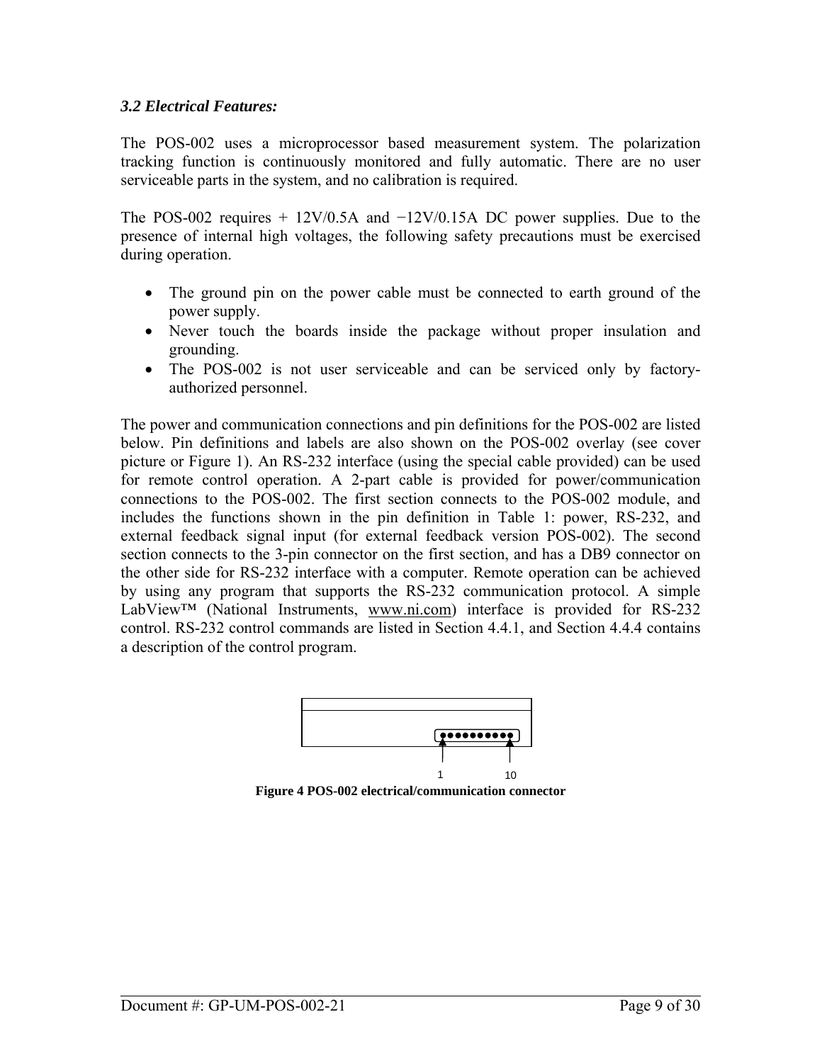### *3.2 Electrical Features:*

The POS-002 uses a microprocessor based measurement system. The polarization tracking function is continuously monitored and fully automatic. There are no user serviceable parts in the system, and no calibration is required.

The POS-002 requires + 12V/0.5A and −12V/0.15A DC power supplies. Due to the presence of internal high voltages, the following safety precautions must be exercised during operation.

- The ground pin on the power cable must be connected to earth ground of the power supply.
- Never touch the boards inside the package without proper insulation and grounding.
- The POS-002 is not user serviceable and can be serviced only by factory-authorized personnel.

The power and communication connections and pin definitions for the POS-002 are listed below. Pin definitions and labels are also shown on the POS-002 overlay (see cover picture or Figure 1). An RS-232 interface (using the special cable provided) can be used for remote control operation. A 2-part cable is provided for power/communication connections to the POS-002. The first section connects to the POS-002 module, and includes the functions shown in the pin definition in Table 1: power, RS-232, and external feedback signal input (for external feedback version POS-002). The second section connects to the 3-pin connector on the first section, and has a DB9 connector on the other side for RS-232 interface with a computer. Remote operation can be achieved by using any program that supports the RS-232 communication protocol. A simple LabView™ (National Instruments, www.ni.com) interface is provided for RS-232 control. RS-232 control commands are listed in Section 4.4.1, and Section 4.4.4 contains a description of the control program.

1 10

**Figure 4 POS-002 electrical/communication connector**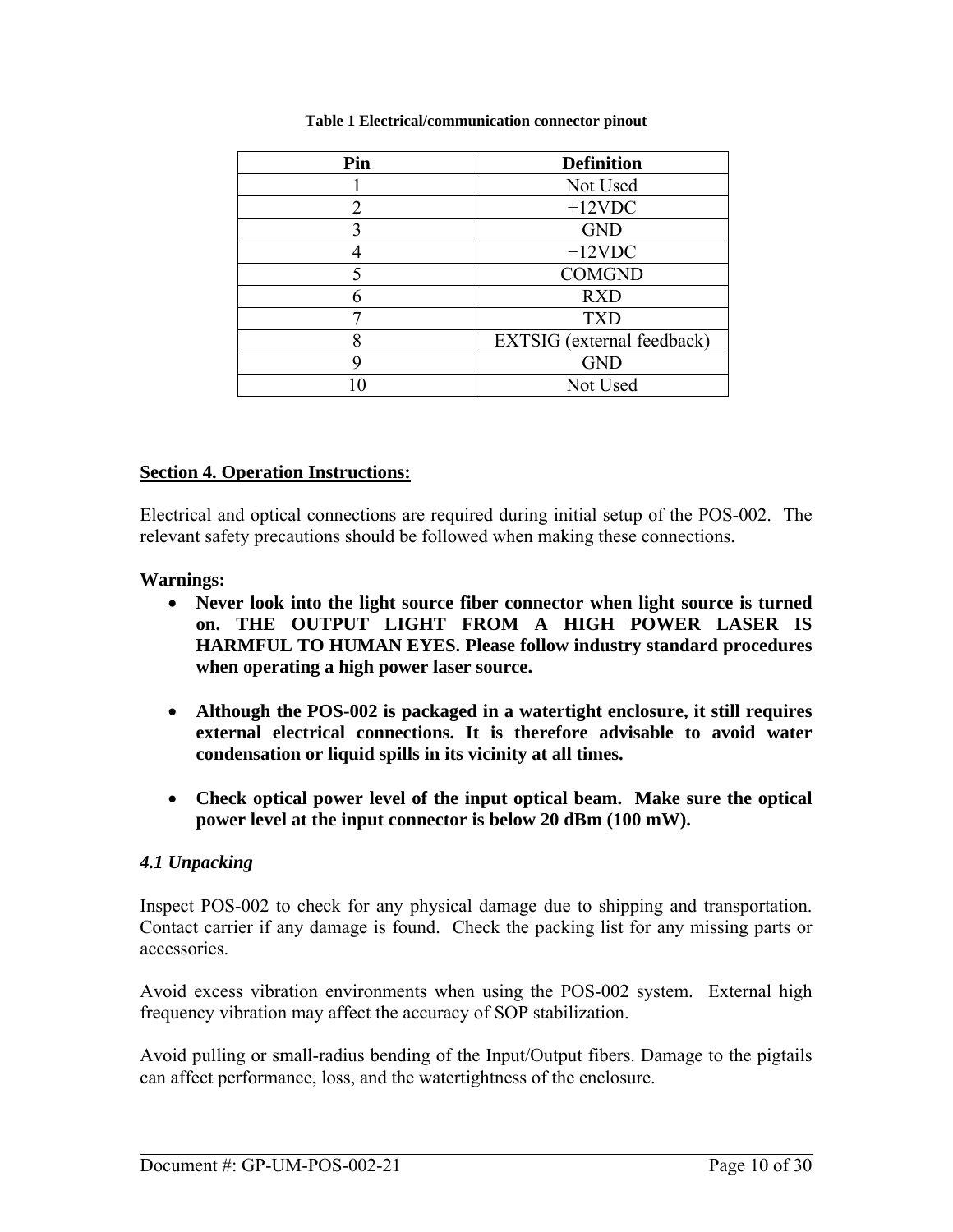**Table 1 Electrical/communication connector pinout**

| Pin | Definition |
|---|---|
| 1 | Not Used |
| 2 | +12VDC |
| 3 | GND |
| 4 | −12VDC |
| 5 | COMGND |
| 6 | RXD |
| 7 | TXD |
| 8 | EXTSIG (external feedback) |
| 9 | GND |
| 10 | Not Used |

## Section 4. Operation Instructions:

Electrical and optical connections are required during initial setup of the POS-002. The relevant safety precautions should be followed when making these connections.

**Warnings:**

- **Never look into the light source fiber connector when light source is turned on. THE OUTPUT LIGHT FROM A HIGH POWER LASER IS HARMFUL TO HUMAN EYES. Please follow industry standard procedures when operating a high power laser source.**

- **Although the POS-002 is packaged in a watertight enclosure, it still requires external electrical connections. It is therefore advisable to avoid water condensation or liquid spills in its vicinity at all times.**

- **Check optical power level of the input optical beam. Make sure the optical power level at the input connector is below 20 dBm (100 mW).**

### *4.1 Unpacking*

Inspect POS-002 to check for any physical damage due to shipping and transportation. Contact carrier if any damage is found. Check the packing list for any missing parts or accessories.

Avoid excess vibration environments when using the POS-002 system. External high frequency vibration may affect the accuracy of SOP stabilization.

Avoid pulling or small-radius bending of the Input/Output fibers. Damage to the pigtails can affect performance, loss, and the watertightness of the enclosure.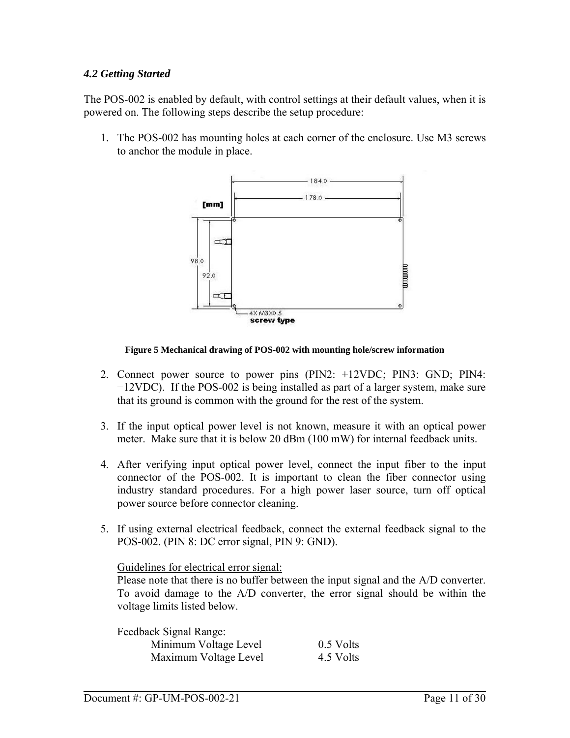### *4.2 Getting Started*

The POS-002 is enabled by default, with control settings at their default values, when it is powered on. The following steps describe the setup procedure:

1. The POS-002 has mounting holes at each corner of the enclosure. Use M3 screws to anchor the module in place.

**Figure 5 Mechanical drawing of POS-002 with mounting hole/screw information**

2. Connect power source to power pins (PIN2: +12VDC; PIN3: GND; PIN4: −12VDC). If the POS-002 is being installed as part of a larger system, make sure that its ground is common with the ground for the rest of the system.

3. If the input optical power level is not known, measure it with an optical power meter. Make sure that it is below 20 dBm (100 mW) for internal feedback units.

4. After verifying input optical power level, connect the input fiber to the input connector of the POS-002. It is important to clean the fiber connector using industry standard procedures. For a high power laser source, turn off optical power source before connector cleaning.

5. If using external electrical feedback, connect the external feedback signal to the POS-002. (PIN 8: DC error signal, PIN 9: GND).

   Guidelines for electrical error signal:
   Please note that there is no buffer between the input signal and the A/D converter. To avoid damage to the A/D converter, the error signal should be within the voltage limits listed below.

   Feedback Signal Range:

   | | |
   |---|---|
   | Minimum Voltage Level | 0.5 Volts |
   | Maximum Voltage Level | 4.5 Volts |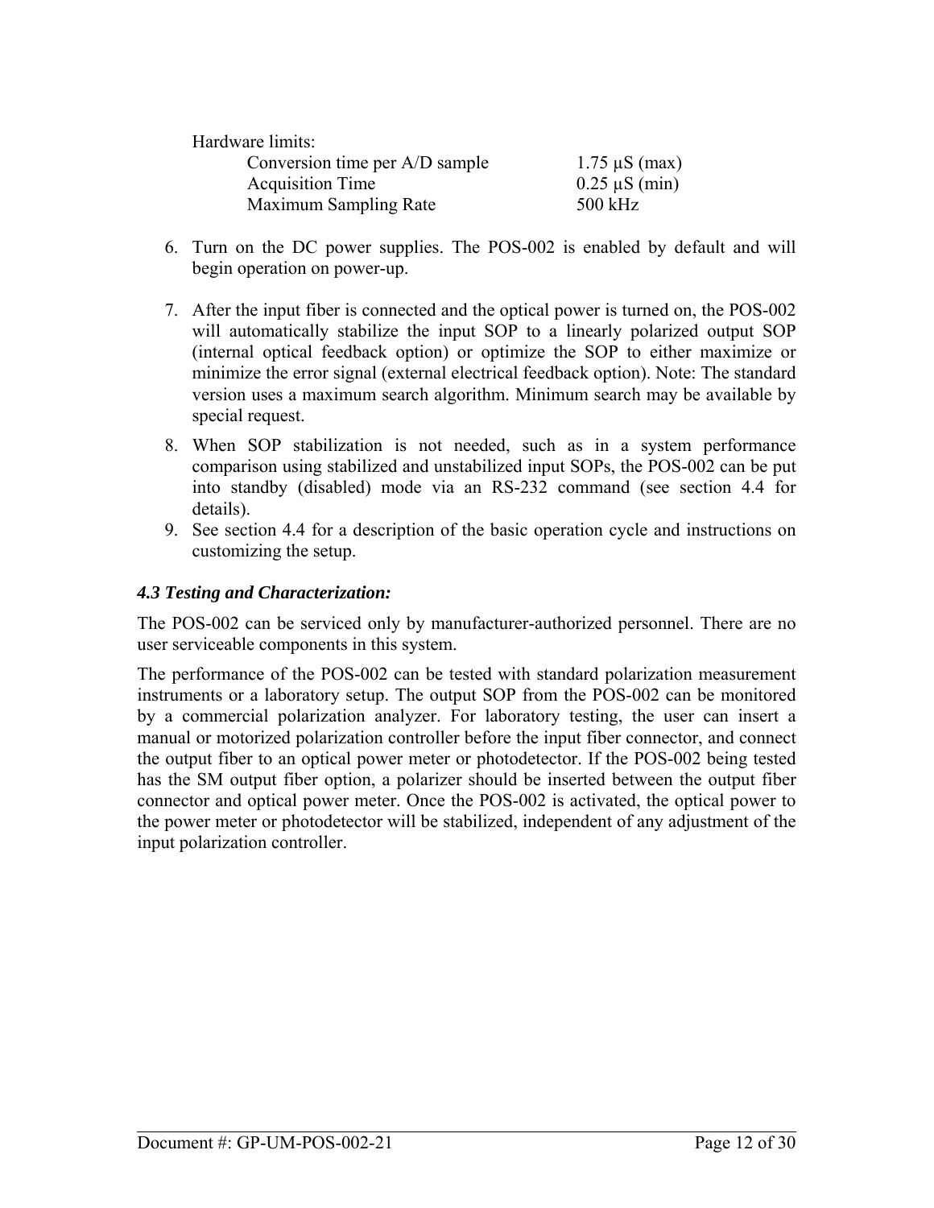Hardware limits:

| | |
|---|---|
| Conversion time per A/D sample | 1.75 µS (max) |
| Acquisition Time | 0.25 µS (min) |
| Maximum Sampling Rate | 500 kHz |

6. Turn on the DC power supplies. The POS-002 is enabled by default and will begin operation on power-up.

7. After the input fiber is connected and the optical power is turned on, the POS-002 will automatically stabilize the input SOP to a linearly polarized output SOP (internal optical feedback option) or optimize the SOP to either maximize or minimize the error signal (external electrical feedback option). Note: The standard version uses a maximum search algorithm. Minimum search may be available by special request.

8. When SOP stabilization is not needed, such as in a system performance comparison using stabilized and unstabilized input SOPs, the POS-002 can be put into standby (disabled) mode via an RS-232 command (see section 4.4 for details).

9. See section 4.4 for a description of the basic operation cycle and instructions on customizing the setup.

### *4.3 Testing and Characterization:*

The POS-002 can be serviced only by manufacturer-authorized personnel. There are no user serviceable components in this system.

The performance of the POS-002 can be tested with standard polarization measurement instruments or a laboratory setup. The output SOP from the POS-002 can be monitored by a commercial polarization analyzer. For laboratory testing, the user can insert a manual or motorized polarization controller before the input fiber connector, and connect the output fiber to an optical power meter or photodetector. If the POS-002 being tested has the SM output fiber option, a polarizer should be inserted between the output fiber connector and optical power meter. Once the POS-002 is activated, the optical power to the power meter or photodetector will be stabilized, independent of any adjustment of the input polarization controller.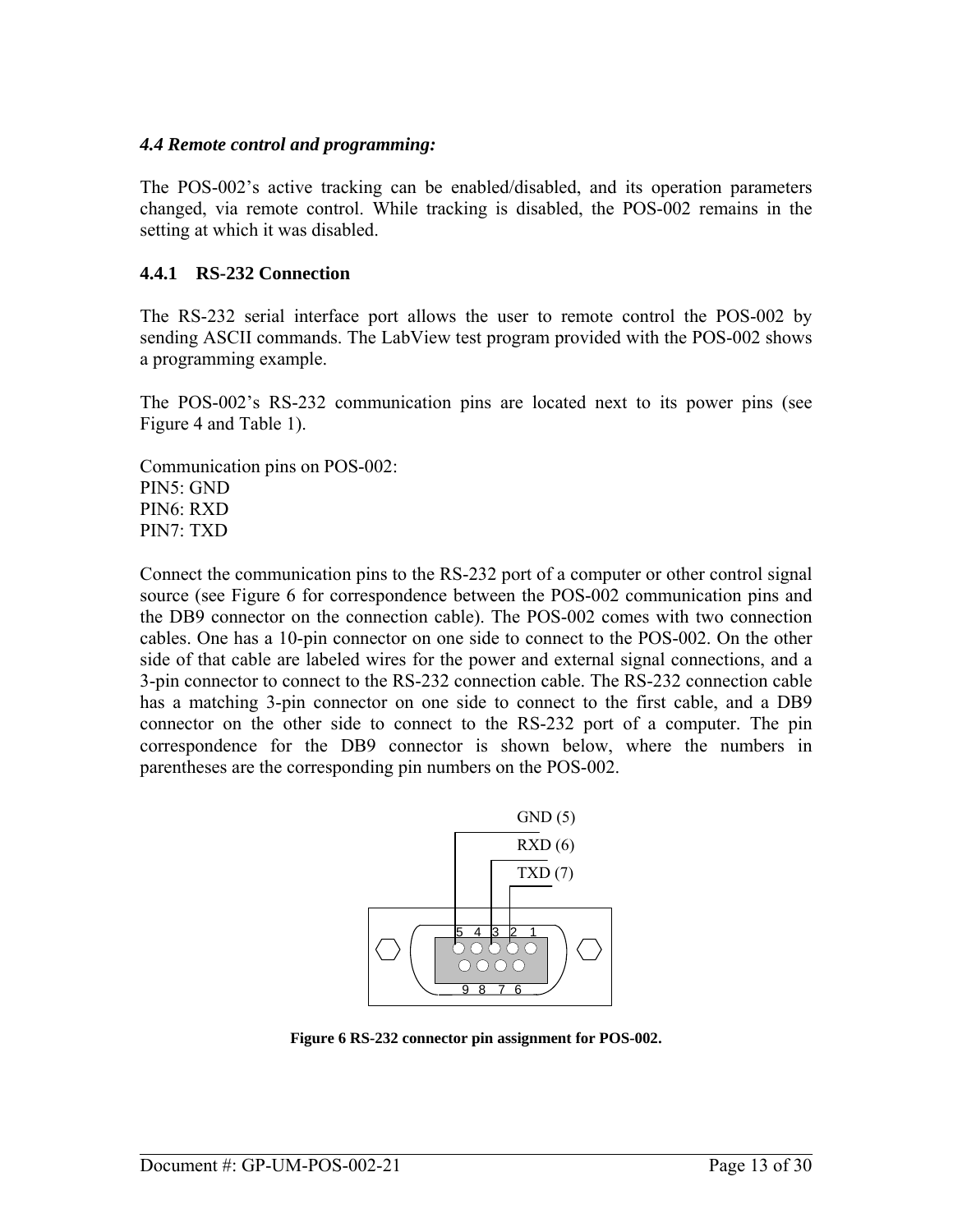### *4.4 Remote control and programming:*

The POS-002's active tracking can be enabled/disabled, and its operation parameters changed, via remote control. While tracking is disabled, the POS-002 remains in the setting at which it was disabled.

#### 4.4.1 RS-232 Connection

The RS-232 serial interface port allows the user to remote control the POS-002 by sending ASCII commands. The LabView test program provided with the POS-002 shows a programming example.

The POS-002's RS-232 communication pins are located next to its power pins (see Figure 4 and Table 1).

Communication pins on POS-002:
PIN5: GND
PIN6: RXD
PIN7: TXD

Connect the communication pins to the RS-232 port of a computer or other control signal source (see Figure 6 for correspondence between the POS-002 communication pins and the DB9 connector on the connection cable). The POS-002 comes with two connection cables. One has a 10-pin connector on one side to connect to the POS-002. On the other side of that cable are labeled wires for the power and external signal connections, and a 3-pin connector to connect to the RS-232 connection cable. The RS-232 connection cable has a matching 3-pin connector on one side to connect to the first cable, and a DB9 connector on the other side to connect to the RS-232 port of a computer. The pin correspondence for the DB9 connector is shown below, where the numbers in parentheses are the corresponding pin numbers on the POS-002.

GND (5)
RXD (6)
TXD (7)

5 4 3 2 1
9 8 7 6

**Figure 6 RS-232 connector pin assignment for POS-002.**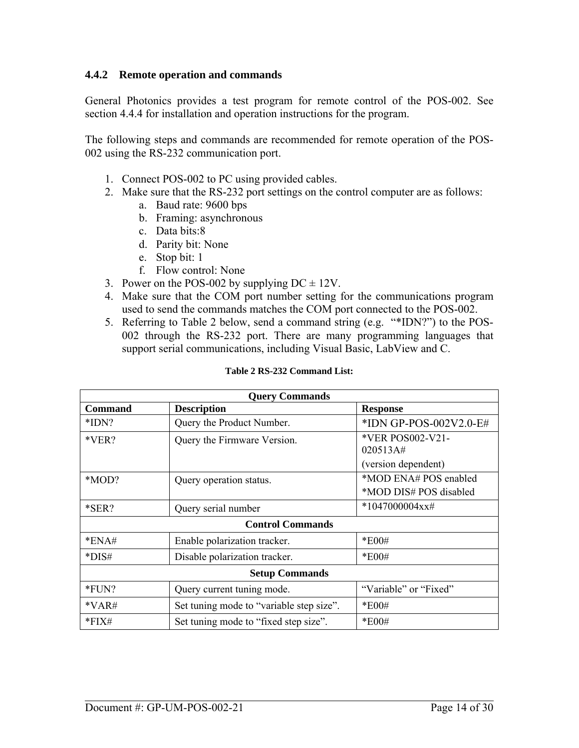### 4.4.2 Remote operation and commands

General Photonics provides a test program for remote control of the POS-002. See section 4.4.4 for installation and operation instructions for the program.

The following steps and commands are recommended for remote operation of the POS-002 using the RS-232 communication port.

1. Connect POS-002 to PC using provided cables.
2. Make sure that the RS-232 port settings on the control computer are as follows:
    a. Baud rate: 9600 bps
    b. Framing: asynchronous
    c. Data bits:8
    d. Parity bit: None
    e. Stop bit: 1
    f. Flow control: None
3. Power on the POS-002 by supplying DC ± 12V.
4. Make sure that the COM port number setting for the communications program used to send the commands matches the COM port connected to the POS-002.
5. Referring to Table 2 below, send a command string (e.g. "*IDN?") to the POS-002 through the RS-232 port. There are many programming languages that support serial communications, including Visual Basic, LabView and C.

**Table 2 RS-232 Command List:**

| **Query Commands** | | |
|---|---|---|
| **Command** | **Description** | **Response** |
| *IDN? | Query the Product Number. | *IDN GP-POS-002V2.0-E# |
| *VER? | Query the Firmware Version. | *VER POS002-V21-020513A# (version dependent) |
| *MOD? | Query operation status. | *MOD ENA# POS enabled *MOD DIS# POS disabled |
| *SER? | Query serial number | *1047000004xx# |
| **Control Commands** | | |
| *ENA# | Enable polarization tracker. | *E00# |
| *DIS# | Disable polarization tracker. | *E00# |
| **Setup Commands** | | |
| *FUN? | Query current tuning mode. | "Variable" or "Fixed" |
| *VAR# | Set tuning mode to "variable step size". | *E00# |
| *FIX# | Set tuning mode to "fixed step size". | *E00# |

Document #: GP-UM-POS-002-21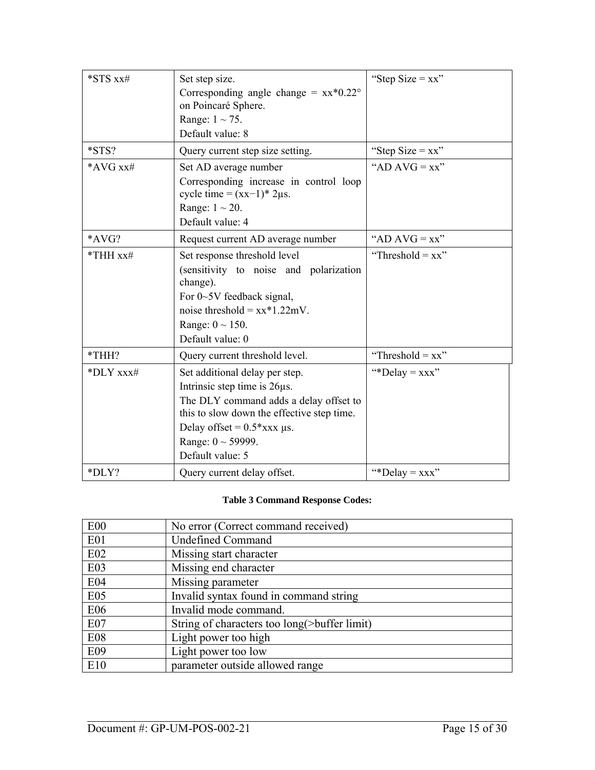| | | |
|---|---|---|
| *STS xx# | Set step size.<br>Corresponding angle change = xx*0.22° on Poincaré Sphere.<br>Range: 1 ~ 75.<br>Default value: 8 | "Step Size = xx" |
| *STS? | Query current step size setting. | "Step Size = xx" |
| *AVG xx# | Set AD average number<br>Corresponding increase in control loop cycle time = (xx−1)* 2μs.<br>Range: 1 ~ 20.<br>Default value: 4 | "AD AVG = xx" |
| *AVG? | Request current AD average number | "AD AVG = xx" |
| *THH xx# | Set response threshold level<br>(sensitivity to noise and polarization change).<br>For 0~5V feedback signal,<br>noise threshold = xx*1.22mV.<br>Range: 0 ~ 150.<br>Default value: 0 | "Threshold = xx" |
| *THH? | Query current threshold level. | "Threshold = xx" |
| *DLY xxx# | Set additional delay per step.<br>Intrinsic step time is 26μs.<br>The DLY command adds a delay offset to this to slow down the effective step time.<br>Delay offset = 0.5*xxx μs.<br>Range: 0 ~ 59999.<br>Default value: 5 | "*Delay = xxx" |
| *DLY? | Query current delay offset. | "*Delay = xxx" |

**Table 3 Command Response Codes:**

| | |
|---|---|
| E00 | No error (Correct command received) |
| E01 | Undefined Command |
| E02 | Missing start character |
| E03 | Missing end character |
| E04 | Missing parameter |
| E05 | Invalid syntax found in command string |
| E06 | Invalid mode command. |
| E07 | String of characters too long(>buffer limit) |
| E08 | Light power too high |
| E09 | Light power too low |
| E10 | parameter outside allowed range |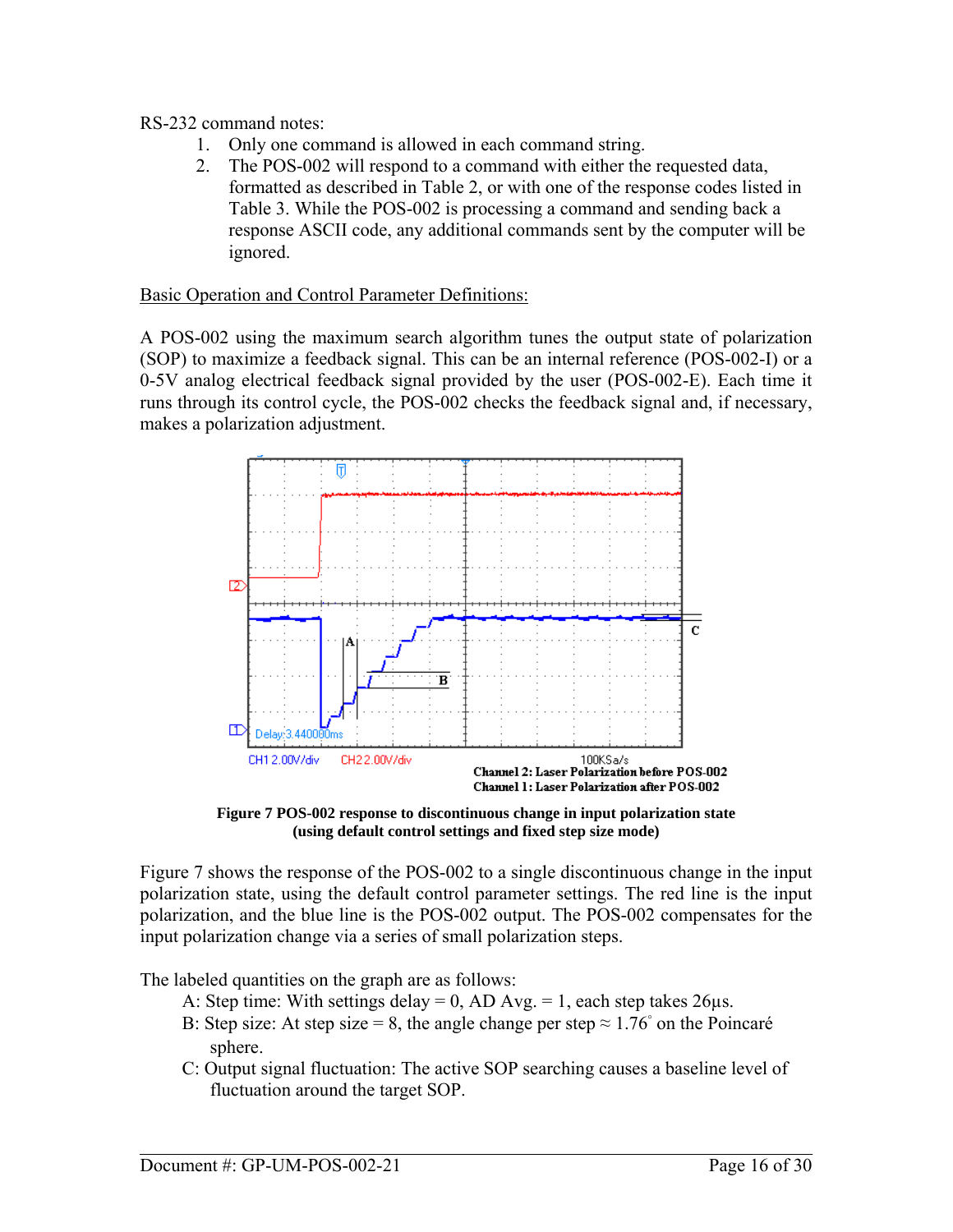RS-232 command notes:

1. Only one command is allowed in each command string.
2. The POS-002 will respond to a command with either the requested data, formatted as described in Table 2, or with one of the response codes listed in Table 3. While the POS-002 is processing a command and sending back a response ASCII code, any additional commands sent by the computer will be ignored.

Basic Operation and Control Parameter Definitions:

A POS-002 using the maximum search algorithm tunes the output state of polarization (SOP) to maximize a feedback signal. This can be an internal reference (POS-002-I) or a 0-5V analog electrical feedback signal provided by the user (POS-002-E). Each time it runs through its control cycle, the POS-002 checks the feedback signal and, if necessary, makes a polarization adjustment.

**Figure 7 POS-002 response to discontinuous change in input polarization state (using default control settings and fixed step size mode)**

Figure 7 shows the response of the POS-002 to a single discontinuous change in the input polarization state, using the default control parameter settings. The red line is the input polarization, and the blue line is the POS-002 output. The POS-002 compensates for the input polarization change via a series of small polarization steps.

The labeled quantities on the graph are as follows:

A: Step time: With settings delay = 0, AD Avg. = 1, each step takes 26µs.

B: Step size: At step size = 8, the angle change per step ≈ 1.76° on the Poincaré sphere.

C: Output signal fluctuation: The active SOP searching causes a baseline level of fluctuation around the target SOP.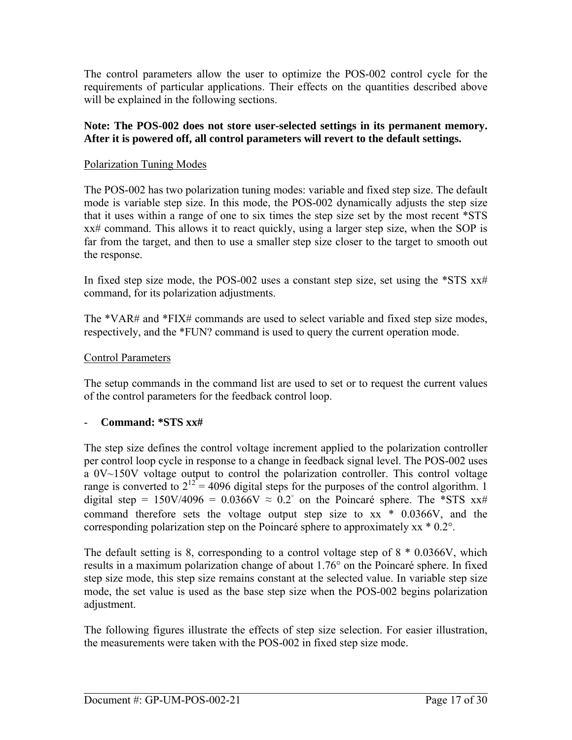The control parameters allow the user to optimize the POS-002 control cycle for the requirements of particular applications. Their effects on the quantities described above will be explained in the following sections.

**Note: The POS-002 does not store user-selected settings in its permanent memory. After it is powered off, all control parameters will revert to the default settings.**

Polarization Tuning Modes

The POS-002 has two polarization tuning modes: variable and fixed step size. The default mode is variable step size. In this mode, the POS-002 dynamically adjusts the step size that it uses within a range of one to six times the step size set by the most recent *STS xx# command. This allows it to react quickly, using a larger step size, when the SOP is far from the target, and then to use a smaller step size closer to the target to smooth out the response.

In fixed step size mode, the POS-002 uses a constant step size, set using the *STS xx# command, for its polarization adjustments.

The *VAR# and *FIX# commands are used to select variable and fixed step size modes, respectively, and the *FUN? command is used to query the current operation mode.

Control Parameters

The setup commands in the command list are used to set or to request the current values of the control parameters for the feedback control loop.

- **Command: *STS xx#**

The step size defines the control voltage increment applied to the polarization controller per control loop cycle in response to a change in feedback signal level. The POS-002 uses a 0V~150V voltage output to control the polarization controller. This control voltage range is converted to $2^{12} = 4096$ digital steps for the purposes of the control algorithm. 1 digital step = 150V/4096 = 0.0366V ≈ 0.2° on the Poincaré sphere. The *STS xx# command therefore sets the voltage output step size to xx * 0.0366V, and the corresponding polarization step on the Poincaré sphere to approximately xx * 0.2°.

The default setting is 8, corresponding to a control voltage step of 8 * 0.0366V, which results in a maximum polarization change of about 1.76° on the Poincaré sphere. In fixed step size mode, this step size remains constant at the selected value. In variable step size mode, the set value is used as the base step size when the POS-002 begins polarization adjustment.

The following figures illustrate the effects of step size selection. For easier illustration, the measurements were taken with the POS-002 in fixed step size mode.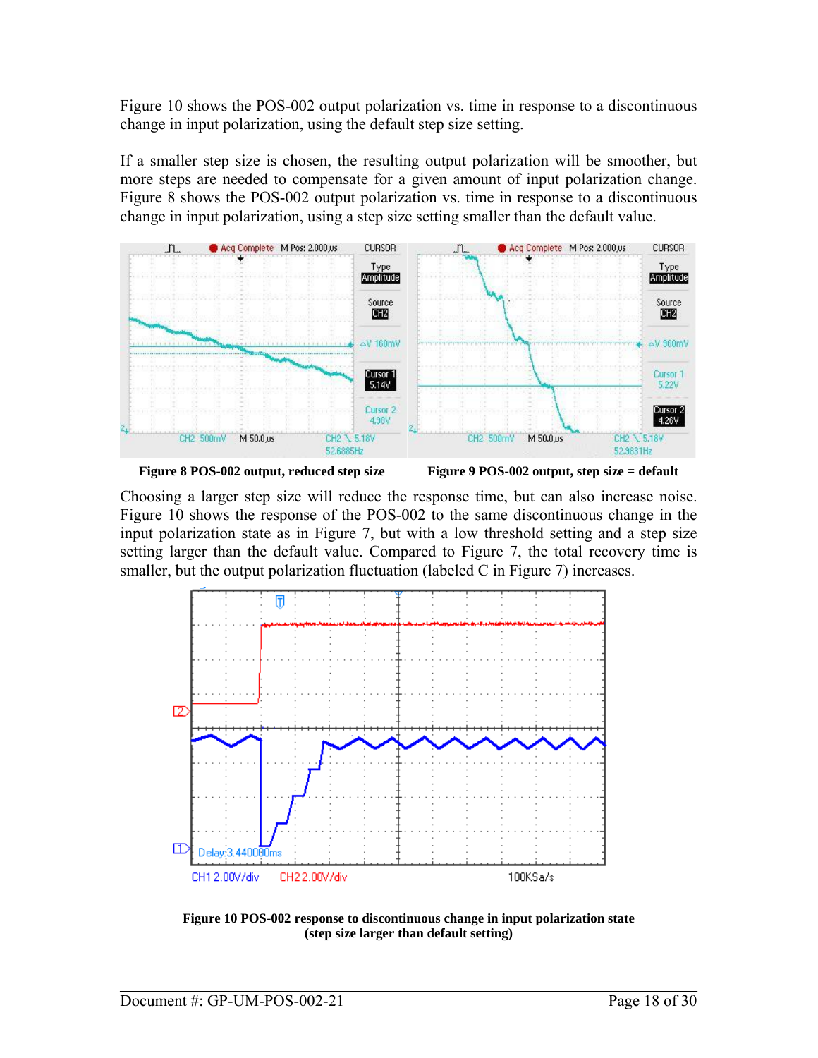Figure 10 shows the POS-002 output polarization vs. time in response to a discontinuous change in input polarization, using the default step size setting.

If a smaller step size is chosen, the resulting output polarization will be smoother, but more steps are needed to compensate for a given amount of input polarization change. Figure 8 shows the POS-002 output polarization vs. time in response to a discontinuous change in input polarization, using a step size setting smaller than the default value.

**Figure 8 POS-002 output, reduced step size**

**Figure 9 POS-002 output, step size = default**

Choosing a larger step size will reduce the response time, but can also increase noise. Figure 10 shows the response of the POS-002 to the same discontinuous change in the input polarization state as in Figure 7, but with a low threshold setting and a step size setting larger than the default value. Compared to Figure 7, the total recovery time is smaller, but the output polarization fluctuation (labeled C in Figure 7) increases.

**Figure 10 POS-002 response to discontinuous change in input polarization state (step size larger than default setting)**

Document #: GP-UM-POS-002-21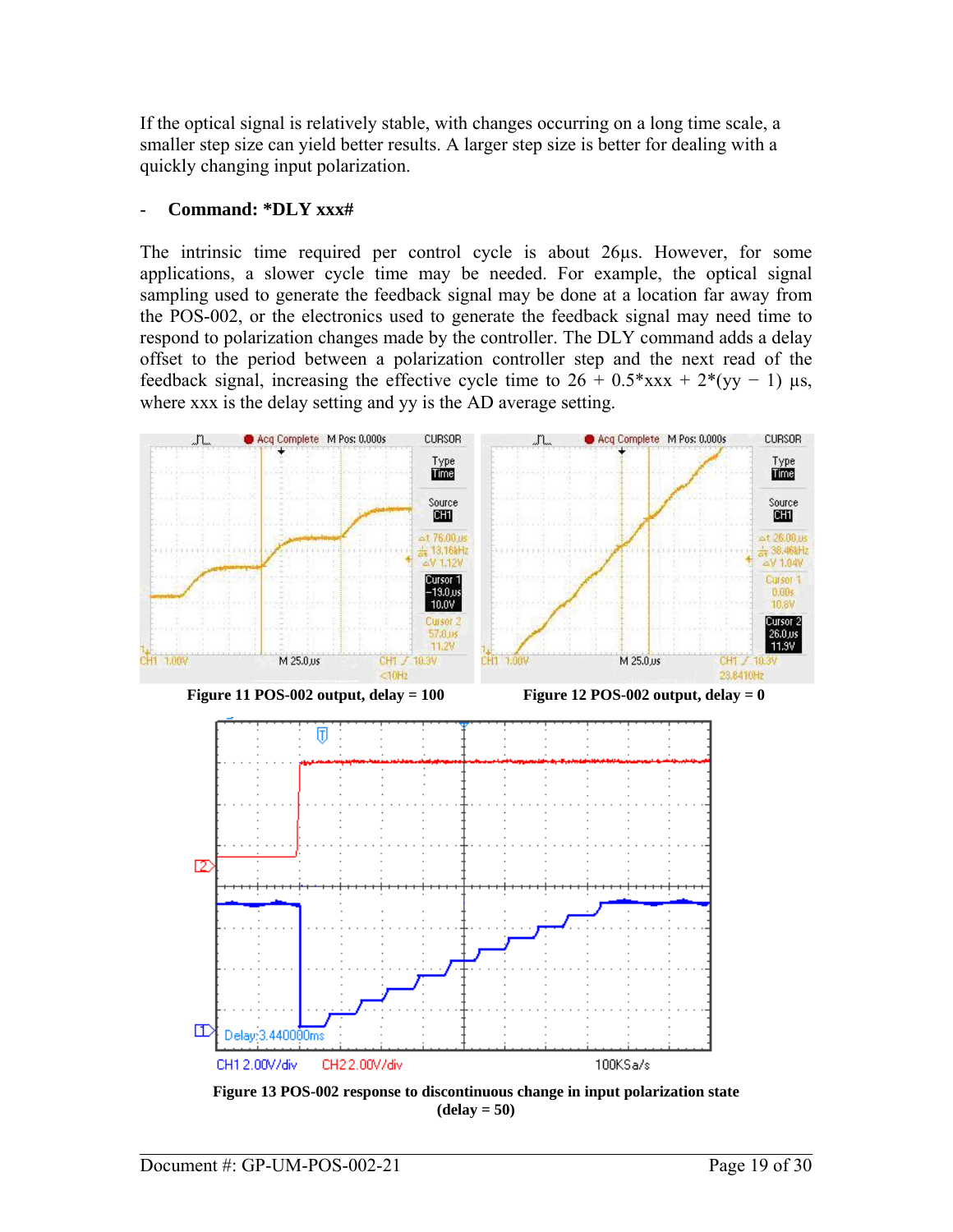If the optical signal is relatively stable, with changes occurring on a long time scale, a smaller step size can yield better results. A larger step size is better for dealing with a quickly changing input polarization.

- **Command: *DLY xxx#**

The intrinsic time required per control cycle is about 26µs. However, for some applications, a slower cycle time may be needed. For example, the optical signal sampling used to generate the feedback signal may be done at a location far away from the POS-002, or the electronics used to generate the feedback signal may need time to respond to polarization changes made by the controller. The DLY command adds a delay offset to the period between a polarization controller step and the next read of the feedback signal, increasing the effective cycle time to 26 + 0.5*xxx + 2*(yy − 1) µs, where xxx is the delay setting and yy is the AD average setting.

**Figure 11 POS-002 output, delay = 100**

**Figure 12 POS-002 output, delay = 0**

**Figure 13 POS-002 response to discontinuous change in input polarization state (delay = 50)**

Document #: GP-UM-POS-002-21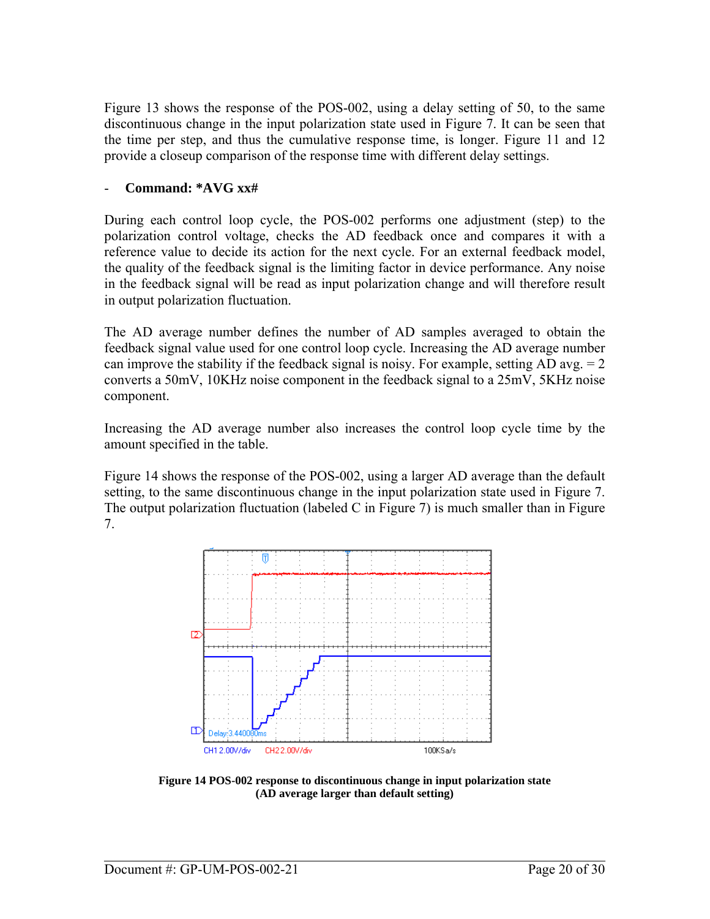Figure 13 shows the response of the POS-002, using a delay setting of 50, to the same discontinuous change in the input polarization state used in Figure 7. It can be seen that the time per step, and thus the cumulative response time, is longer. Figure 11 and 12 provide a closeup comparison of the response time with different delay settings.

- **Command: *AVG xx#**

During each control loop cycle, the POS-002 performs one adjustment (step) to the polarization control voltage, checks the AD feedback once and compares it with a reference value to decide its action for the next cycle. For an external feedback model, the quality of the feedback signal is the limiting factor in device performance. Any noise in the feedback signal will be read as input polarization change and will therefore result in output polarization fluctuation.

The AD average number defines the number of AD samples averaged to obtain the feedback signal value used for one control loop cycle. Increasing the AD average number can improve the stability if the feedback signal is noisy. For example, setting AD avg. = 2 converts a 50mV, 10KHz noise component in the feedback signal to a 25mV, 5KHz noise component.

Increasing the AD average number also increases the control loop cycle time by the amount specified in the table.

Figure 14 shows the response of the POS-002, using a larger AD average than the default setting, to the same discontinuous change in the input polarization state used in Figure 7. The output polarization fluctuation (labeled C in Figure 7) is much smaller than in Figure 7.

**Figure 14 POS-002 response to discontinuous change in input polarization state (AD average larger than default setting)**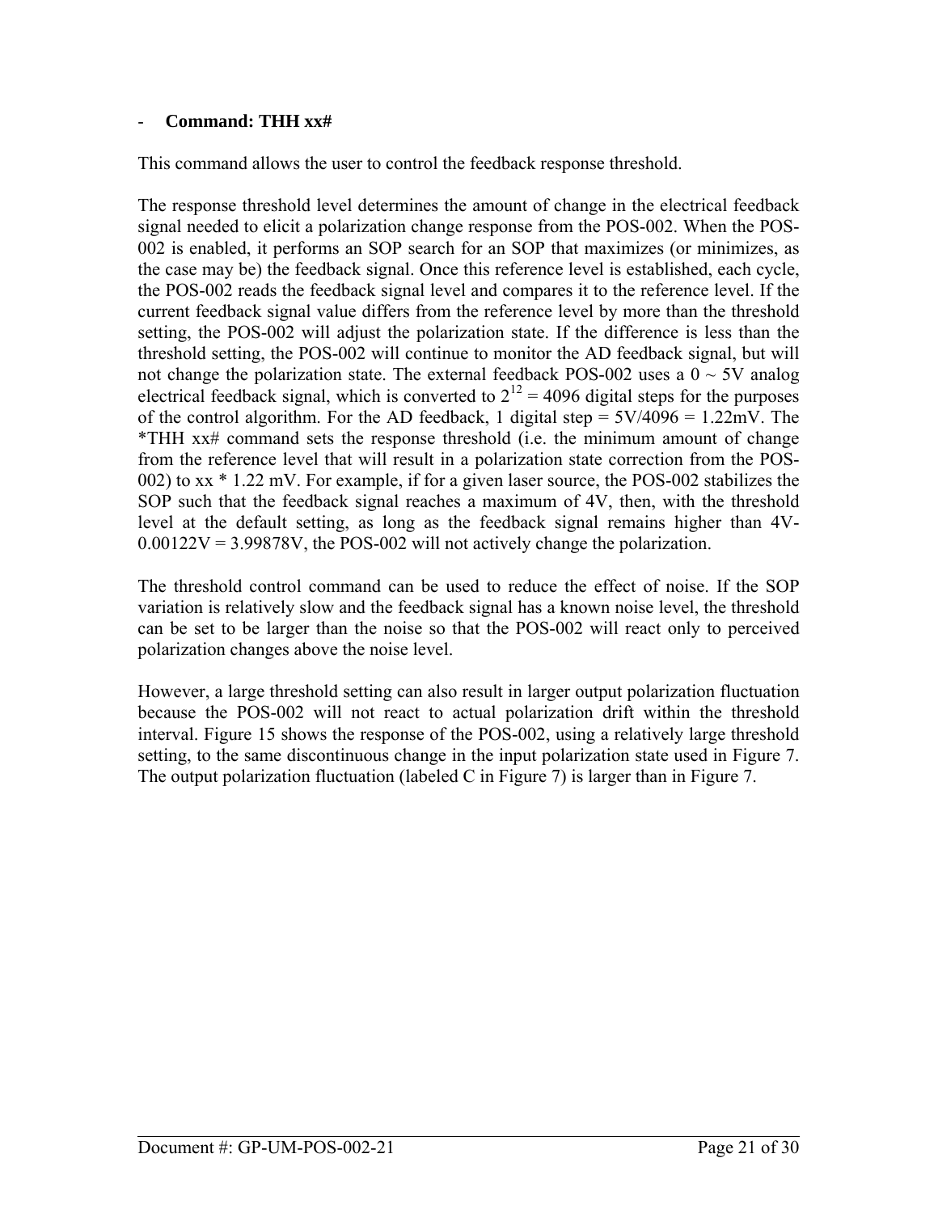- **Command: THH xx#**

This command allows the user to control the feedback response threshold.

The response threshold level determines the amount of change in the electrical feedback signal needed to elicit a polarization change response from the POS-002. When the POS-002 is enabled, it performs an SOP search for an SOP that maximizes (or minimizes, as the case may be) the feedback signal. Once this reference level is established, each cycle, the POS-002 reads the feedback signal level and compares it to the reference level. If the current feedback signal value differs from the reference level by more than the threshold setting, the POS-002 will adjust the polarization state. If the difference is less than the threshold setting, the POS-002 will continue to monitor the AD feedback signal, but will not change the polarization state. The external feedback POS-002 uses a 0 ~ 5V analog electrical feedback signal, which is converted to $2^{12}$ = 4096 digital steps for the purposes of the control algorithm. For the AD feedback, 1 digital step = 5V/4096 = 1.22mV. The *THH xx# command sets the response threshold (i.e. the minimum amount of change from the reference level that will result in a polarization state correction from the POS-002) to xx * 1.22 mV. For example, if for a given laser source, the POS-002 stabilizes the SOP such that the feedback signal reaches a maximum of 4V, then, with the threshold level at the default setting, as long as the feedback signal remains higher than 4V-0.00122V = 3.99878V, the POS-002 will not actively change the polarization.

The threshold control command can be used to reduce the effect of noise. If the SOP variation is relatively slow and the feedback signal has a known noise level, the threshold can be set to be larger than the noise so that the POS-002 will react only to perceived polarization changes above the noise level.

However, a large threshold setting can also result in larger output polarization fluctuation because the POS-002 will not react to actual polarization drift within the threshold interval. Figure 15 shows the response of the POS-002, using a relatively large threshold setting, to the same discontinuous change in the input polarization state used in Figure 7. The output polarization fluctuation (labeled C in Figure 7) is larger than in Figure 7.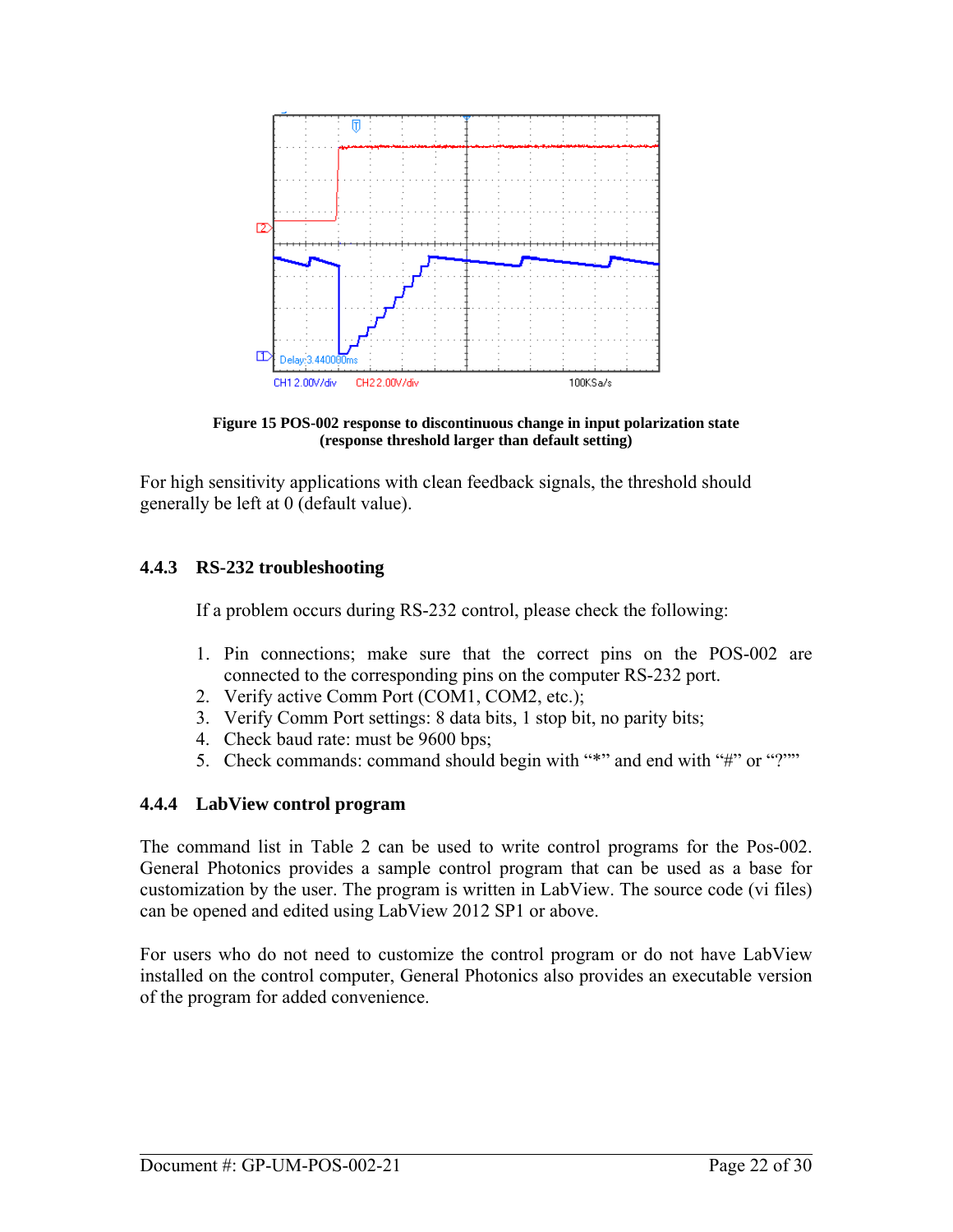**Figure 15 POS-002 response to discontinuous change in input polarization state (response threshold larger than default setting)**

For high sensitivity applications with clean feedback signals, the threshold should generally be left at 0 (default value).

### 4.4.3 RS-232 troubleshooting

If a problem occurs during RS-232 control, please check the following:

1. Pin connections; make sure that the correct pins on the POS-002 are connected to the corresponding pins on the computer RS-232 port.
2. Verify active Comm Port (COM1, COM2, etc.);
3. Verify Comm Port settings: 8 data bits, 1 stop bit, no parity bits;
4. Check baud rate: must be 9600 bps;
5. Check commands: command should begin with "*" and end with "#" or "?""

### 4.4.4 LabView control program

The command list in Table 2 can be used to write control programs for the Pos-002. General Photonics provides a sample control program that can be used as a base for customization by the user. The program is written in LabView. The source code (vi files) can be opened and edited using LabView 2012 SP1 or above.

For users who do not need to customize the control program or do not have LabView installed on the control computer, General Photonics also provides an executable version of the program for added convenience.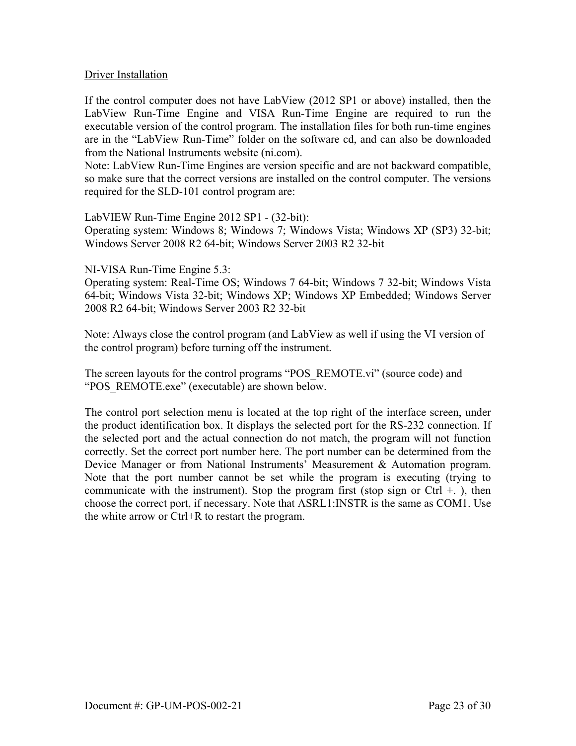Driver Installation

If the control computer does not have LabView (2012 SP1 or above) installed, then the LabView Run-Time Engine and VISA Run-Time Engine are required to run the executable version of the control program. The installation files for both run-time engines are in the "LabView Run-Time" folder on the software cd, and can also be downloaded from the National Instruments website (ni.com).
Note: LabView Run-Time Engines are version specific and are not backward compatible, so make sure that the correct versions are installed on the control computer. The versions required for the SLD-101 control program are:

LabVIEW Run-Time Engine 2012 SP1 - (32-bit):
Operating system: Windows 8; Windows 7; Windows Vista; Windows XP (SP3) 32-bit; Windows Server 2008 R2 64-bit; Windows Server 2003 R2 32-bit

NI-VISA Run-Time Engine 5.3:
Operating system: Real-Time OS; Windows 7 64-bit; Windows 7 32-bit; Windows Vista 64-bit; Windows Vista 32-bit; Windows XP; Windows XP Embedded; Windows Server 2008 R2 64-bit; Windows Server 2003 R2 32-bit

Note: Always close the control program (and LabView as well if using the VI version of the control program) before turning off the instrument.

The screen layouts for the control programs "POS_REMOTE.vi" (source code) and "POS_REMOTE.exe" (executable) are shown below.

The control port selection menu is located at the top right of the interface screen, under the product identification box. It displays the selected port for the RS-232 connection. If the selected port and the actual connection do not match, the program will not function correctly. Set the correct port number here. The port number can be determined from the Device Manager or from National Instruments' Measurement & Automation program. Note that the port number cannot be set while the program is executing (trying to communicate with the instrument). Stop the program first (stop sign or Ctrl +. ), then choose the correct port, if necessary. Note that ASRL1:INSTR is the same as COM1. Use the white arrow or Ctrl+R to restart the program.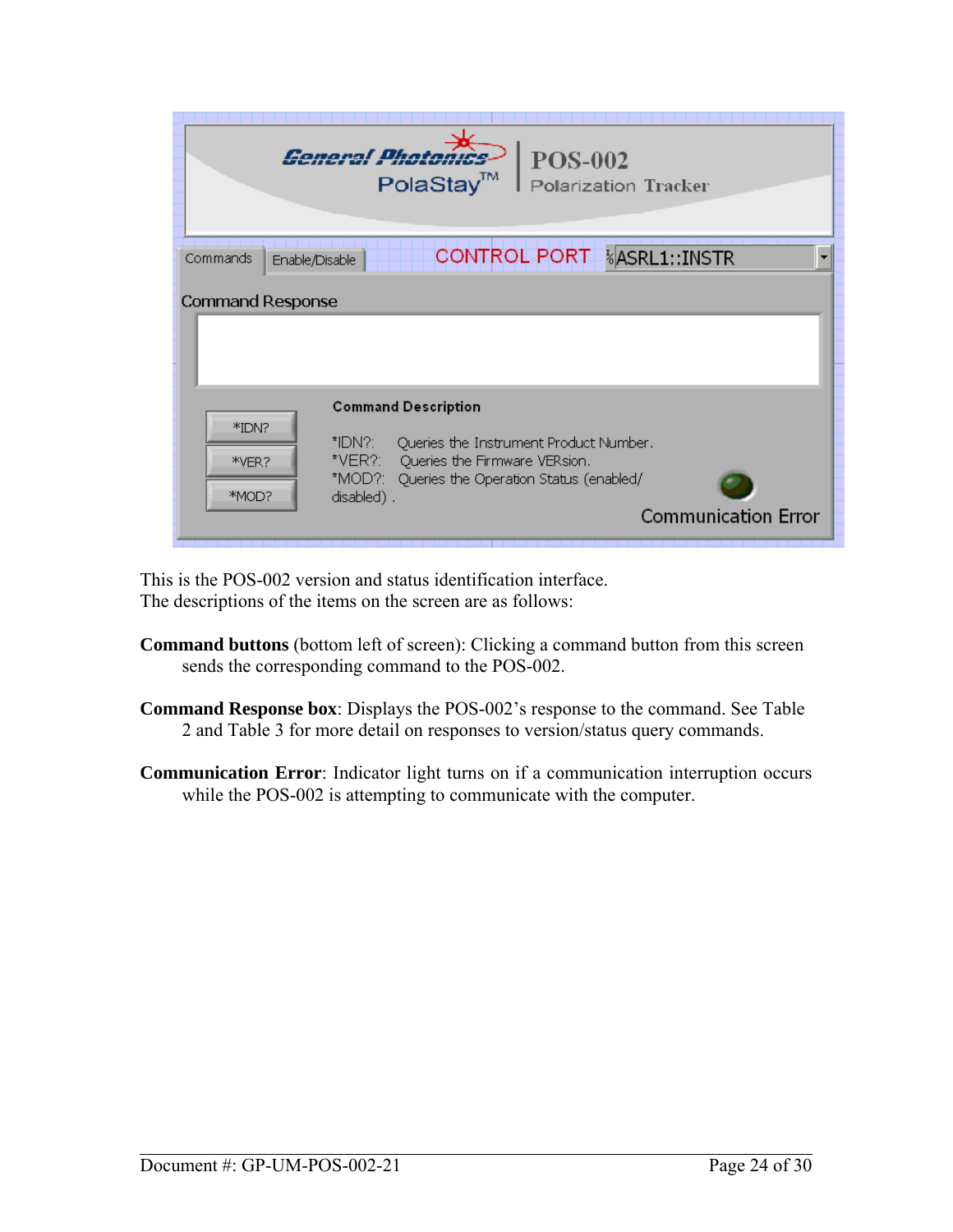This is the POS-002 version and status identification interface.
The descriptions of the items on the screen are as follows:

**Command buttons** (bottom left of screen): Clicking a command button from this screen sends the corresponding command to the POS-002.

**Command Response box**: Displays the POS-002's response to the command. See Table 2 and Table 3 for more detail on responses to version/status query commands.

**Communication Error**: Indicator light turns on if a communication interruption occurs while the POS-002 is attempting to communicate with the computer.

Document #: GP-UM-POS-002-21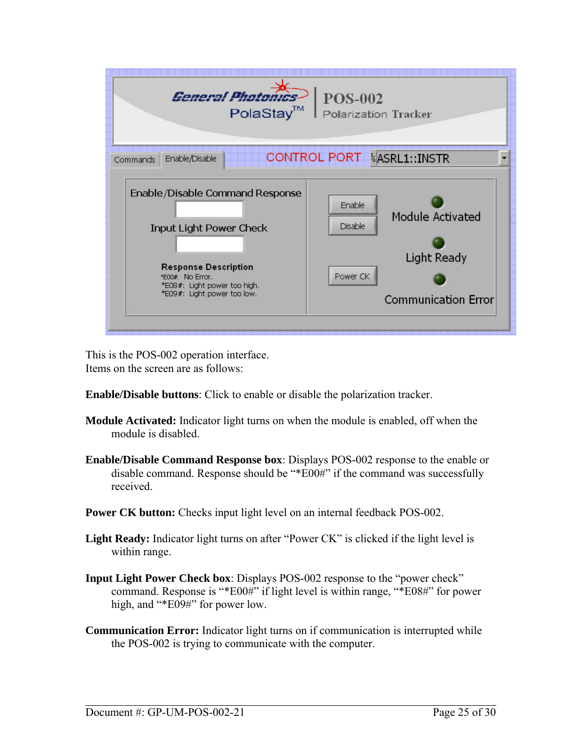This is the POS-002 operation interface.
Items on the screen are as follows:

**Enable/Disable buttons**: Click to enable or disable the polarization tracker.

**Module Activated:** Indicator light turns on when the module is enabled, off when the module is disabled.

**Enable/Disable Command Response box**: Displays POS-002 response to the enable or disable command. Response should be "*E00#" if the command was successfully received.

**Power CK button:** Checks input light level on an internal feedback POS-002.

**Light Ready:** Indicator light turns on after "Power CK" is clicked if the light level is within range.

**Input Light Power Check box**: Displays POS-002 response to the "power check" command. Response is "*E00#" if light level is within range, "*E08#" for power high, and "*E09#" for power low.

**Communication Error:** Indicator light turns on if communication is interrupted while the POS-002 is trying to communicate with the computer.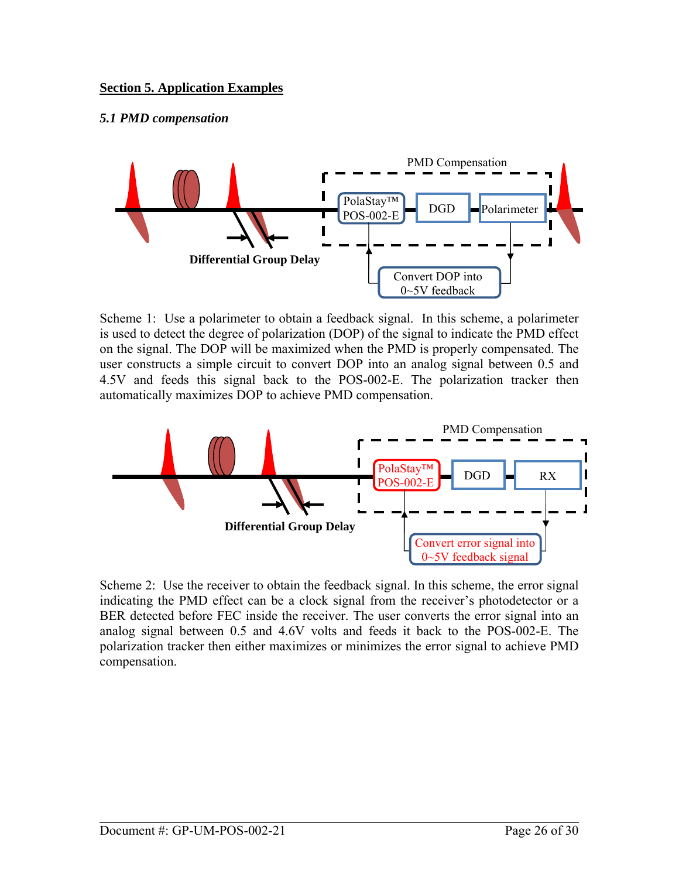## Section 5. Application Examples

### *5.1 PMD compensation*

Scheme 1: Use a polarimeter to obtain a feedback signal. In this scheme, a polarimeter is used to detect the degree of polarization (DOP) of the signal to indicate the PMD effect on the signal. The DOP will be maximized when the PMD is properly compensated. The user constructs a simple circuit to convert DOP into an analog signal between 0.5 and 4.5V and feeds this signal back to the POS-002-E. The polarization tracker then automatically maximizes DOP to achieve PMD compensation.

Scheme 2: Use the receiver to obtain the feedback signal. In this scheme, the error signal indicating the PMD effect can be a clock signal from the receiver's photodetector or a BER detected before FEC inside the receiver. The user converts the error signal into an analog signal between 0.5 and 4.6V volts and feeds it back to the POS-002-E. The polarization tracker then either maximizes or minimizes the error signal to achieve PMD compensation.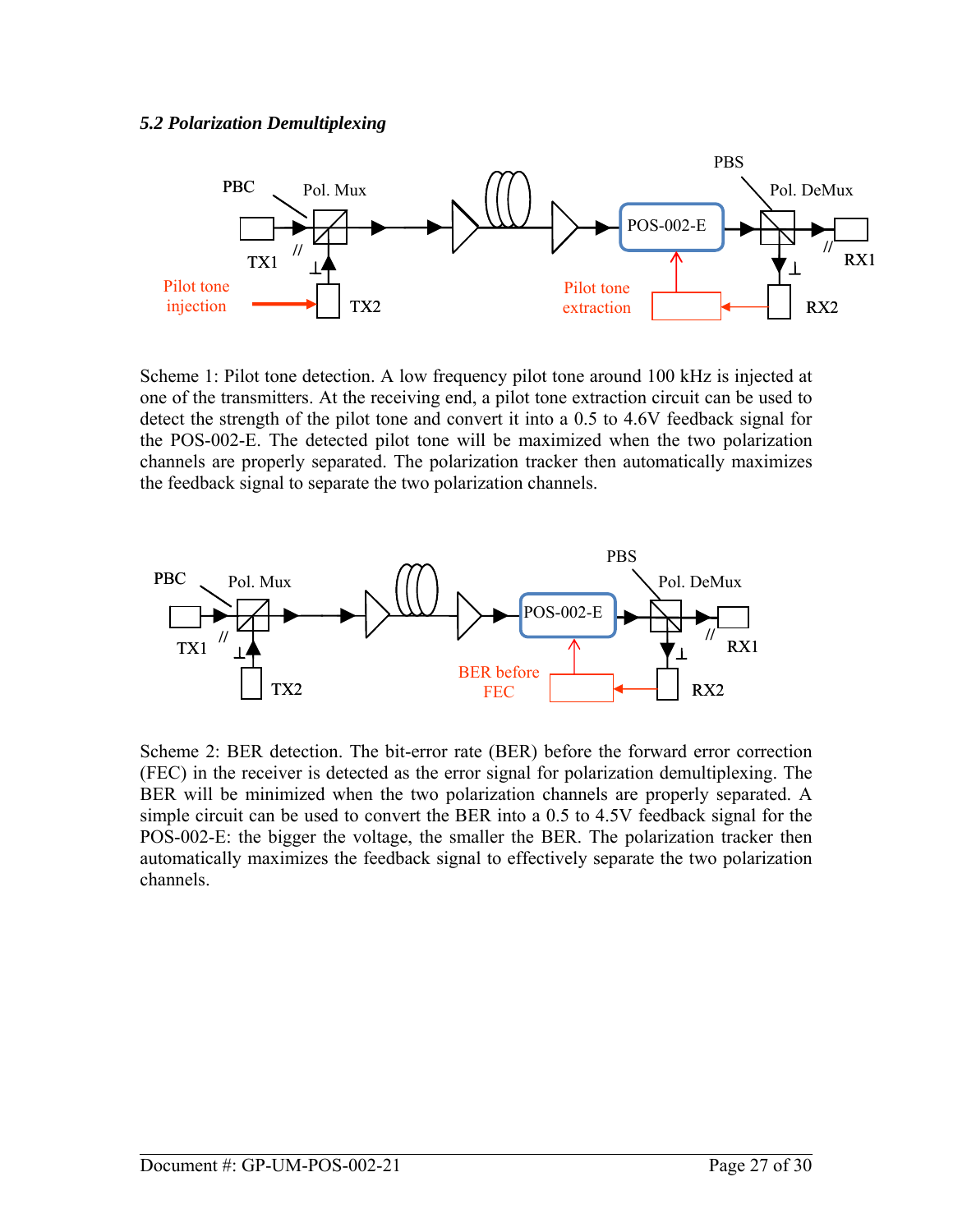*5.2 Polarization Demultiplexing*

Scheme 1: Pilot tone detection. A low frequency pilot tone around 100 kHz is injected at one of the transmitters. At the receiving end, a pilot tone extraction circuit can be used to detect the strength of the pilot tone and convert it into a 0.5 to 4.6V feedback signal for the POS-002-E. The detected pilot tone will be maximized when the two polarization channels are properly separated. The polarization tracker then automatically maximizes the feedback signal to separate the two polarization channels.

Scheme 2: BER detection. The bit-error rate (BER) before the forward error correction (FEC) in the receiver is detected as the error signal for polarization demultiplexing. The BER will be minimized when the two polarization channels are properly separated. A simple circuit can be used to convert the BER into a 0.5 to 4.5V feedback signal for the POS-002-E: the bigger the voltage, the smaller the BER. The polarization tracker then automatically maximizes the feedback signal to effectively separate the two polarization channels.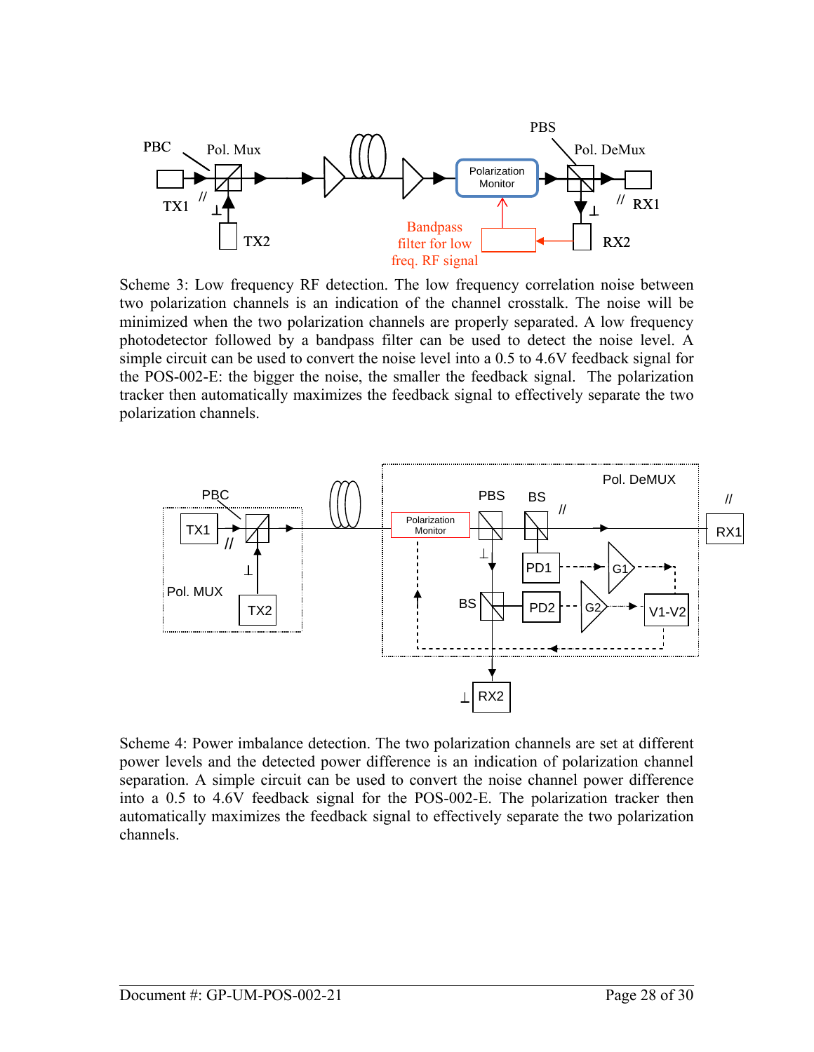Scheme 3: Low frequency RF detection. The low frequency correlation noise between two polarization channels is an indication of the channel crosstalk. The noise will be minimized when the two polarization channels are properly separated. A low frequency photodetector followed by a bandpass filter can be used to detect the noise level. A simple circuit can be used to convert the noise level into a 0.5 to 4.6V feedback signal for the POS-002-E: the bigger the noise, the smaller the feedback signal. The polarization tracker then automatically maximizes the feedback signal to effectively separate the two polarization channels.

Scheme 4: Power imbalance detection. The two polarization channels are set at different power levels and the detected power difference is an indication of polarization channel separation. A simple circuit can be used to convert the noise channel power difference into a 0.5 to 4.6V feedback signal for the POS-002-E. The polarization tracker then automatically maximizes the feedback signal to effectively separate the two polarization channels.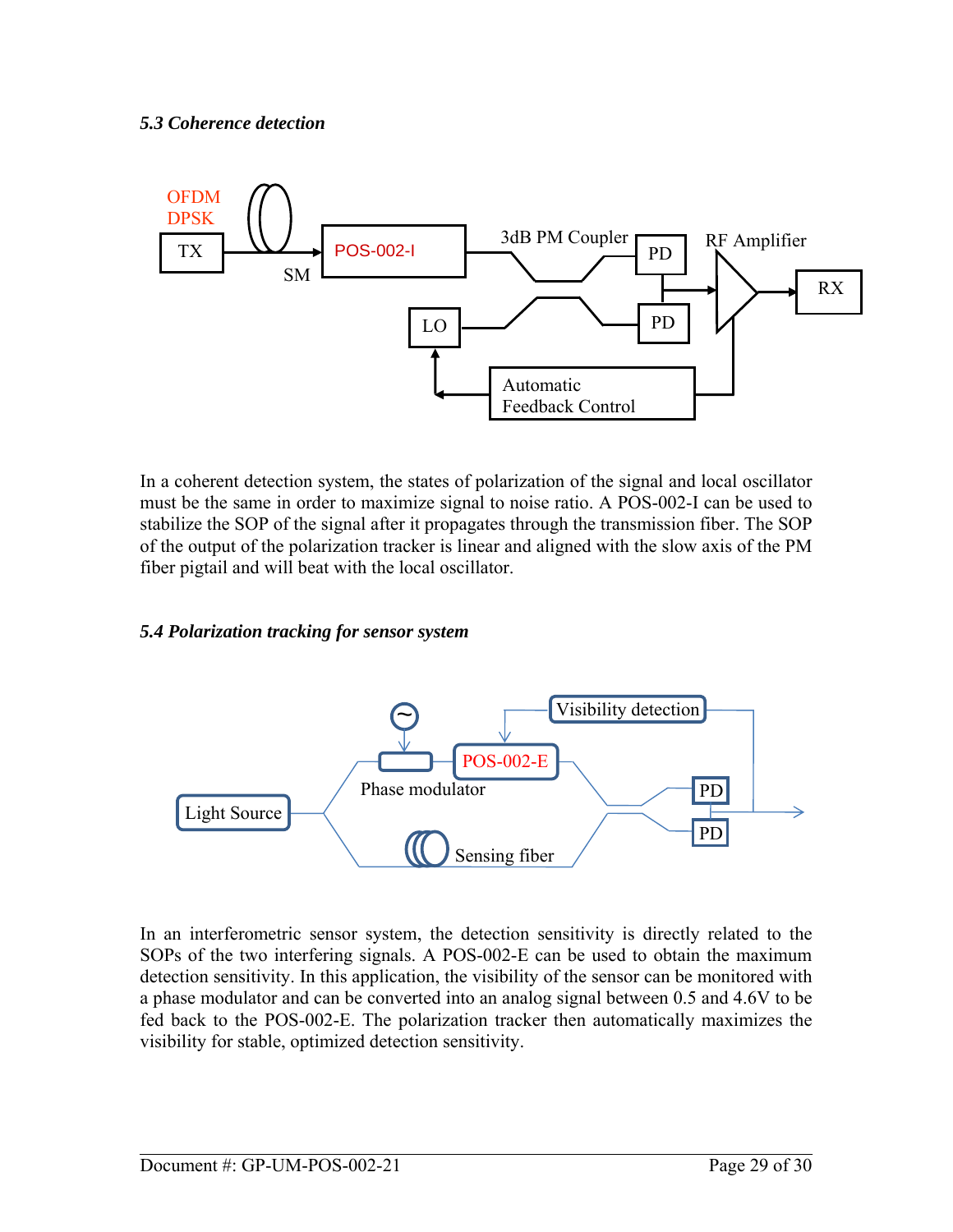### *5.3 Coherence detection*

In a coherent detection system, the states of polarization of the signal and local oscillator must be the same in order to maximize signal to noise ratio. A POS-002-I can be used to stabilize the SOP of the signal after it propagates through the transmission fiber. The SOP of the output of the polarization tracker is linear and aligned with the slow axis of the PM fiber pigtail and will beat with the local oscillator.

### *5.4 Polarization tracking for sensor system*

In an interferometric sensor system, the detection sensitivity is directly related to the SOPs of the two interfering signals. A POS-002-E can be used to obtain the maximum detection sensitivity. In this application, the visibility of the sensor can be monitored with a phase modulator and can be converted into an analog signal between 0.5 and 4.6V to be fed back to the POS-002-E. The polarization tracker then automatically maximizes the visibility for stable, optimized detection sensitivity.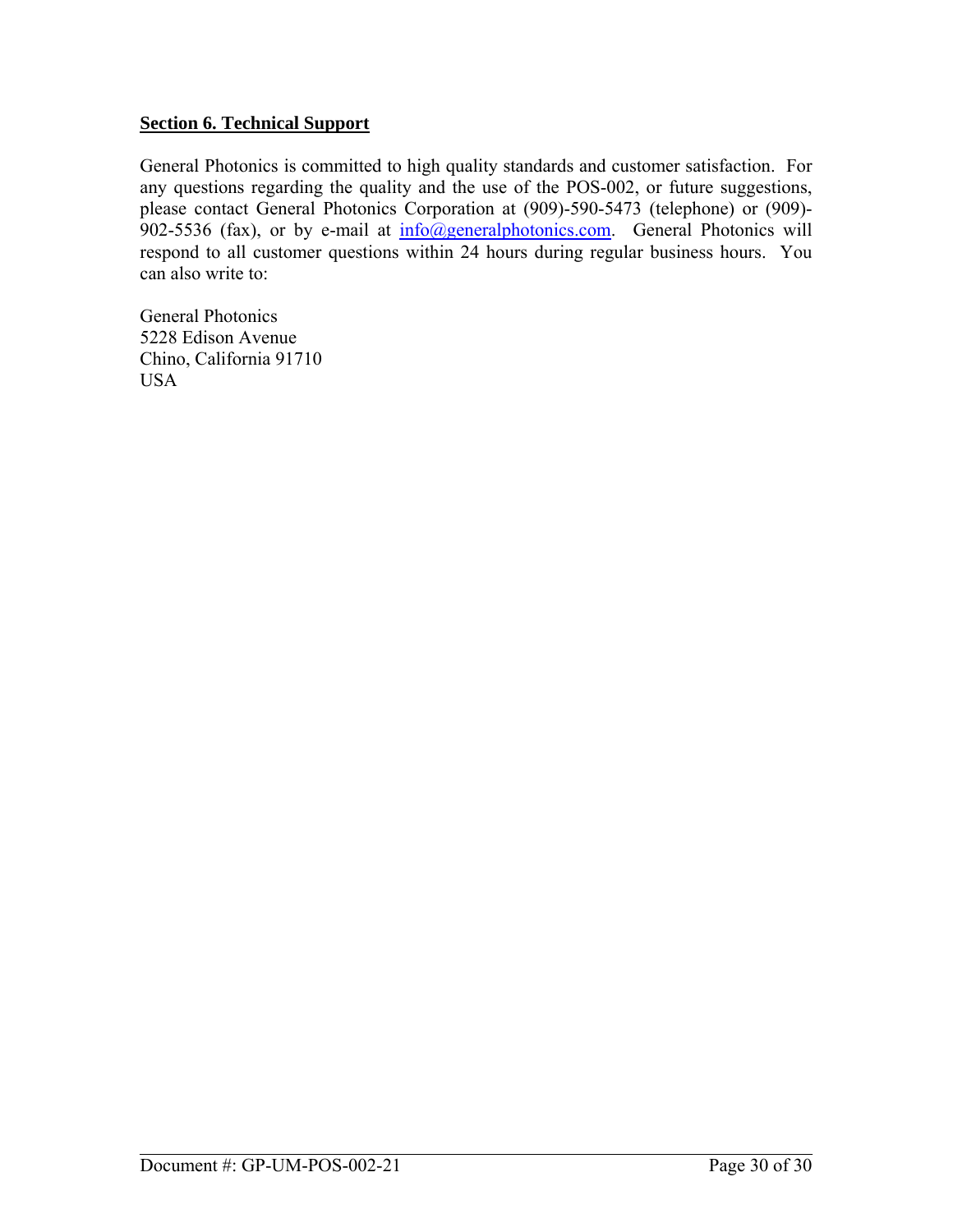## Section 6. Technical Support

General Photonics is committed to high quality standards and customer satisfaction. For any questions regarding the quality and the use of the POS-002, or future suggestions, please contact General Photonics Corporation at (909)-590-5473 (telephone) or (909)-902-5536 (fax), or by e-mail at info@generalphotonics.com. General Photonics will respond to all customer questions within 24 hours during regular business hours. You can also write to:

General Photonics
5228 Edison Avenue
Chino, California 91710
USA